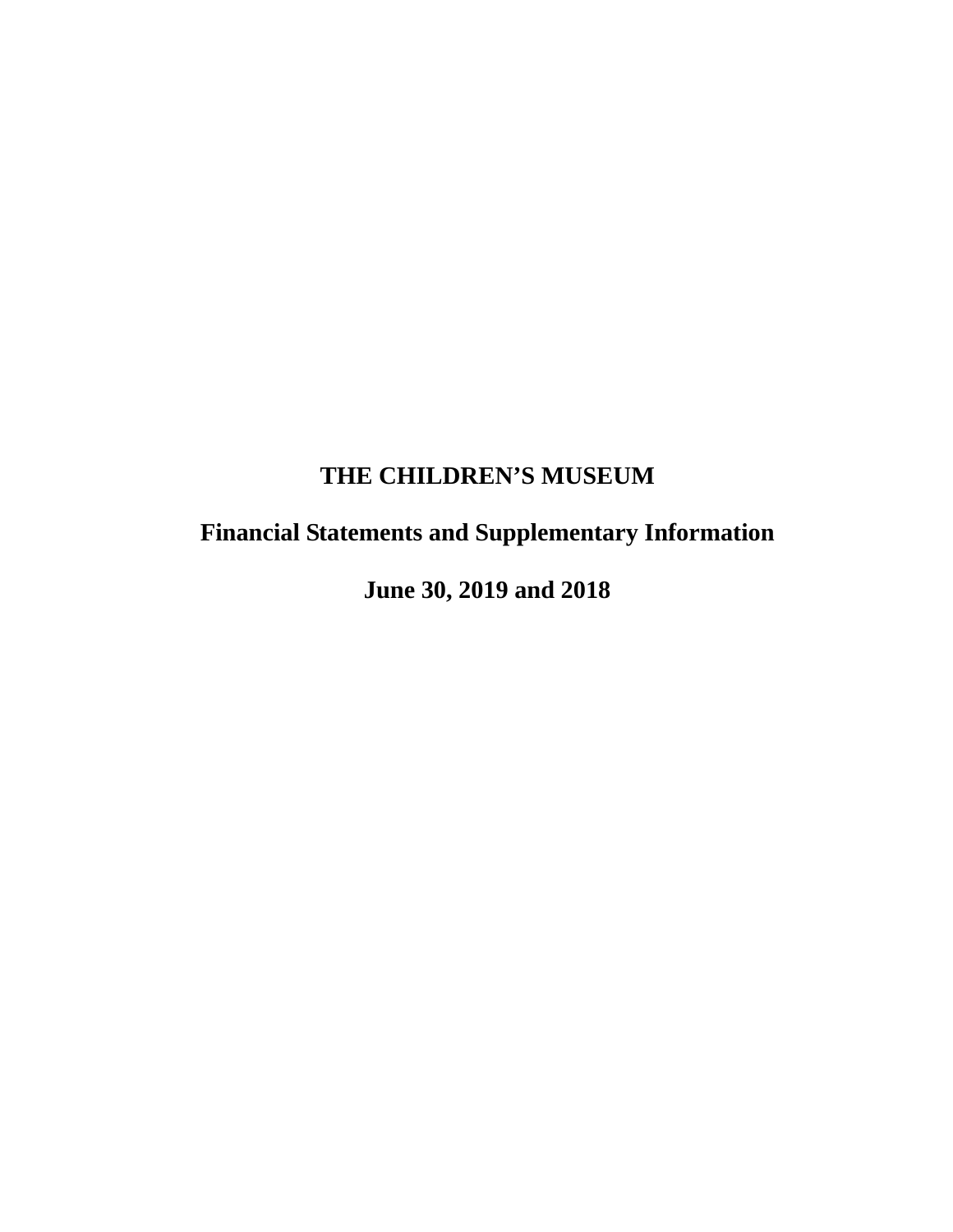# THE CHILDREN'S MUSEUM

## Financial Statements and Supplementary Information

## June 30, 2019 and 2018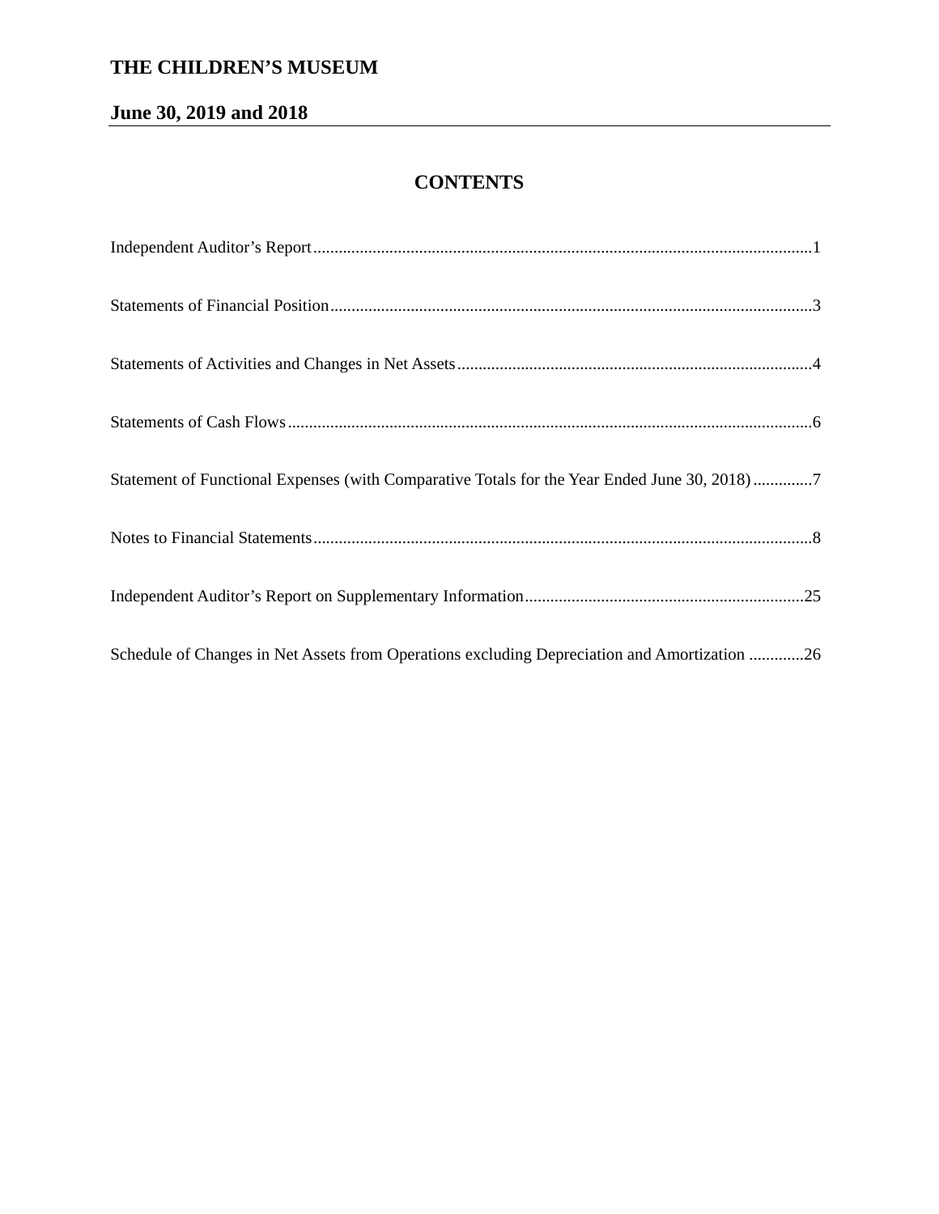# THE CHILDREN'S MUSEUM

## June 30, 2019 and 2018

## CONTENTS

| | |
|---|---|
| Independent Auditor's Report | 1 |
| Statements of Financial Position | 3 |
| Statements of Activities and Changes in Net Assets | 4 |
| Statements of Cash Flows | 6 |
| Statement of Functional Expenses (with Comparative Totals for the Year Ended June 30, 2018) | 7 |
| Notes to Financial Statements | 8 |
| Independent Auditor's Report on Supplementary Information | 25 |
| Schedule of Changes in Net Assets from Operations excluding Depreciation and Amortization | 26 |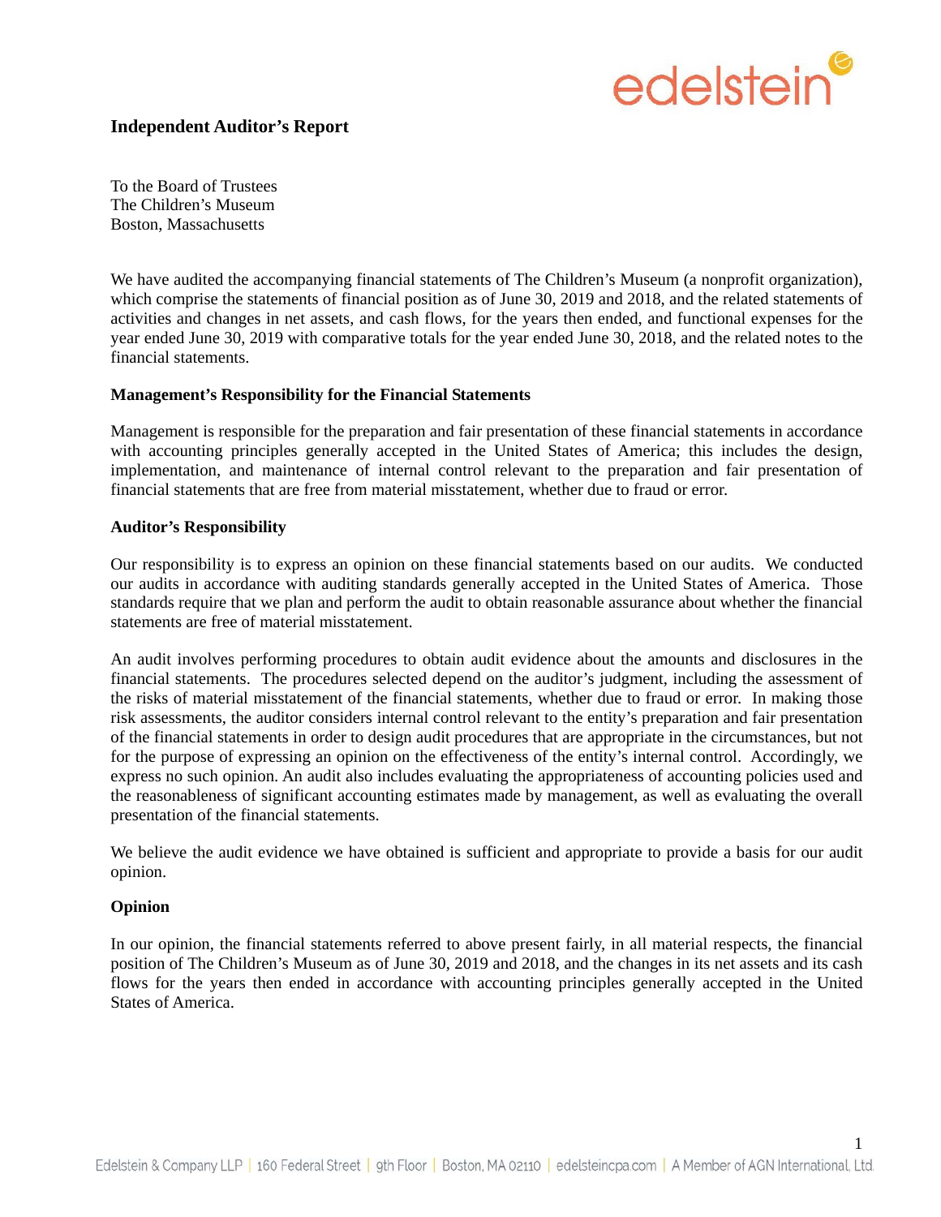## Independent Auditor's Report

To the Board of Trustees
The Children's Museum
Boston, Massachusetts

We have audited the accompanying financial statements of The Children's Museum (a nonprofit organization), which comprise the statements of financial position as of June 30, 2019 and 2018, and the related statements of activities and changes in net assets, and cash flows, for the years then ended, and functional expenses for the year ended June 30, 2019 with comparative totals for the year ended June 30, 2018, and the related notes to the financial statements.

**Management's Responsibility for the Financial Statements**

Management is responsible for the preparation and fair presentation of these financial statements in accordance with accounting principles generally accepted in the United States of America; this includes the design, implementation, and maintenance of internal control relevant to the preparation and fair presentation of financial statements that are free from material misstatement, whether due to fraud or error.

**Auditor's Responsibility**

Our responsibility is to express an opinion on these financial statements based on our audits. We conducted our audits in accordance with auditing standards generally accepted in the United States of America. Those standards require that we plan and perform the audit to obtain reasonable assurance about whether the financial statements are free of material misstatement.

An audit involves performing procedures to obtain audit evidence about the amounts and disclosures in the financial statements. The procedures selected depend on the auditor's judgment, including the assessment of the risks of material misstatement of the financial statements, whether due to fraud or error. In making those risk assessments, the auditor considers internal control relevant to the entity's preparation and fair presentation of the financial statements in order to design audit procedures that are appropriate in the circumstances, but not for the purpose of expressing an opinion on the effectiveness of the entity's internal control. Accordingly, we express no such opinion. An audit also includes evaluating the appropriateness of accounting policies used and the reasonableness of significant accounting estimates made by management, as well as evaluating the overall presentation of the financial statements.

We believe the audit evidence we have obtained is sufficient and appropriate to provide a basis for our audit opinion.

**Opinion**

In our opinion, the financial statements referred to above present fairly, in all material respects, the financial position of The Children's Museum as of June 30, 2019 and 2018, and the changes in its net assets and its cash flows for the years then ended in accordance with accounting principles generally accepted in the United States of America.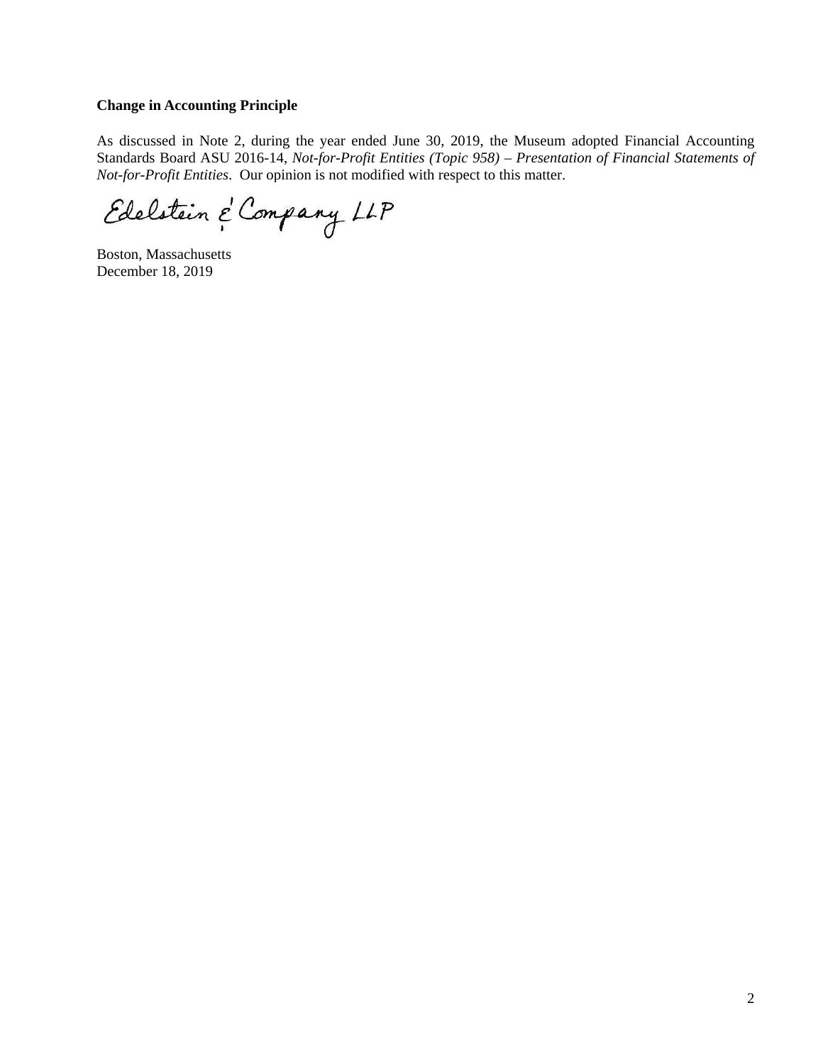**Change in Accounting Principle**

As discussed in Note 2, during the year ended June 30, 2019, the Museum adopted Financial Accounting Standards Board ASU 2016-14, *Not-for-Profit Entities (Topic 958) – Presentation of Financial Statements of Not-for-Profit Entities*. Our opinion is not modified with respect to this matter.

Edelstein & Company LLP

Boston, Massachusetts
December 18, 2019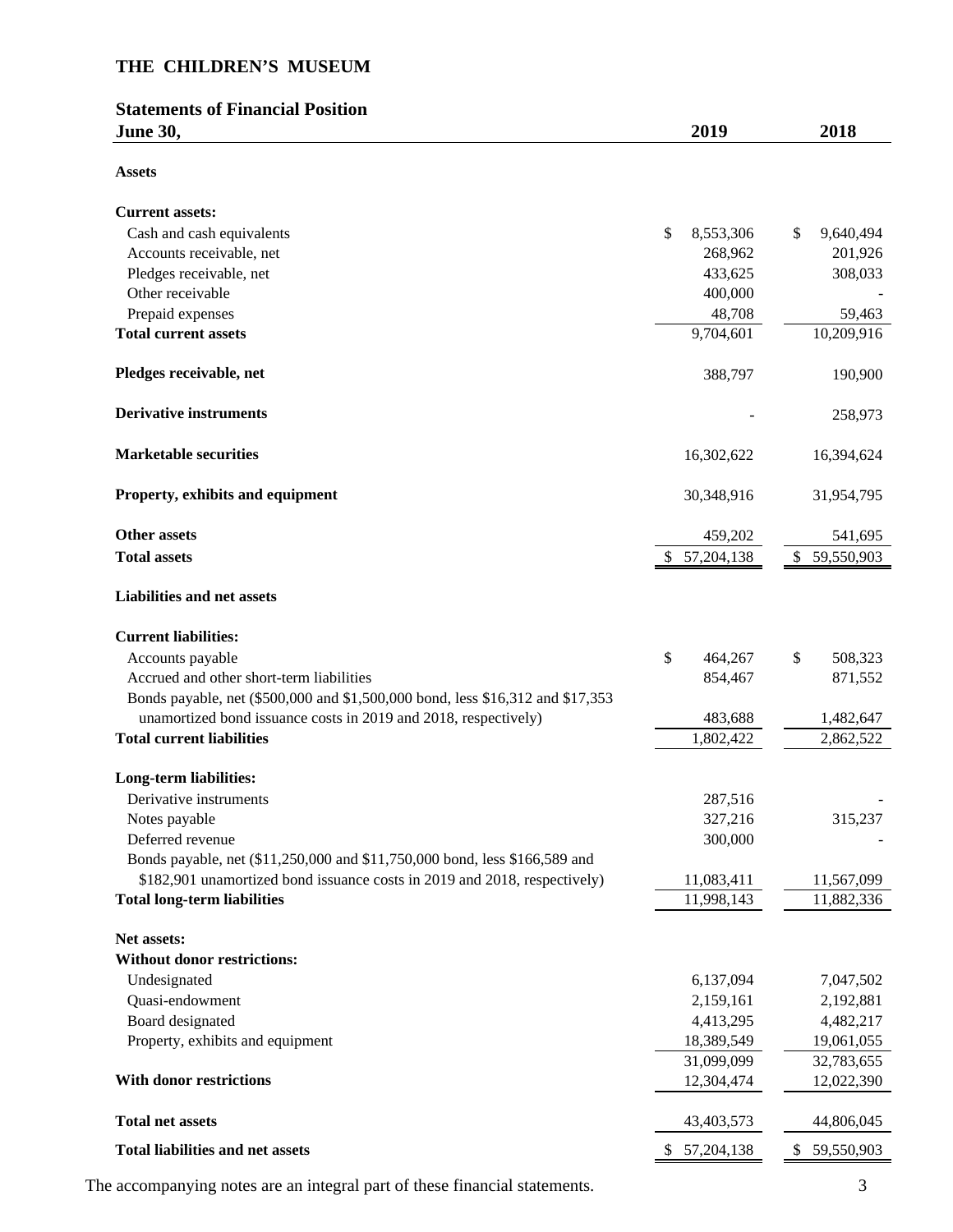**THE CHILDREN'S MUSEUM**

**Statements of Financial Position**

| **June 30,** | **2019** | **2018** |
|---|---|---|
| **Assets** | | |
| **Current assets:** | | |
| Cash and cash equivalents | $ 8,553,306 | $ 9,640,494 |
| Accounts receivable, net | 268,962 | 201,926 |
| Pledges receivable, net | 433,625 | 308,033 |
| Other receivable | 400,000 | - |
| Prepaid expenses | 48,708 | 59,463 |
| **Total current assets** | 9,704,601 | 10,209,916 |
| **Pledges receivable, net** | 388,797 | 190,900 |
| **Derivative instruments** | - | 258,973 |
| **Marketable securities** | 16,302,622 | 16,394,624 |
| **Property, exhibits and equipment** | 30,348,916 | 31,954,795 |
| **Other assets** | 459,202 | 541,695 |
| **Total assets** | $ 57,204,138 | $ 59,550,903 |
| **Liabilities and net assets** | | |
| **Current liabilities:** | | |
| Accounts payable | $ 464,267 | $ 508,323 |
| Accrued and other short-term liabilities | 854,467 | 871,552 |
| Bonds payable, net ($500,000 and $1,500,000 bond, less $16,312 and $17,353 unamortized bond issuance costs in 2019 and 2018, respectively) | 483,688 | 1,482,647 |
| **Total current liabilities** | 1,802,422 | 2,862,522 |
| **Long-term liabilities:** | | |
| Derivative instruments | 287,516 | - |
| Notes payable | 327,216 | 315,237 |
| Deferred revenue | 300,000 | - |
| Bonds payable, net ($11,250,000 and $11,750,000 bond, less $166,589 and $182,901 unamortized bond issuance costs in 2019 and 2018, respectively) | 11,083,411 | 11,567,099 |
| **Total long-term liabilities** | 11,998,143 | 11,882,336 |
| **Net assets:** | | |
| **Without donor restrictions:** | | |
| Undesignated | 6,137,094 | 7,047,502 |
| Quasi-endowment | 2,159,161 | 2,192,881 |
| Board designated | 4,413,295 | 4,482,217 |
| Property, exhibits and equipment | 18,389,549 | 19,061,055 |
| | 31,099,099 | 32,783,655 |
| **With donor restrictions** | 12,304,474 | 12,022,390 |
| **Total net assets** | 43,403,573 | 44,806,045 |
| **Total liabilities and net assets** | $ 57,204,138 | $ 59,550,903 |

The accompanying notes are an integral part of these financial statements.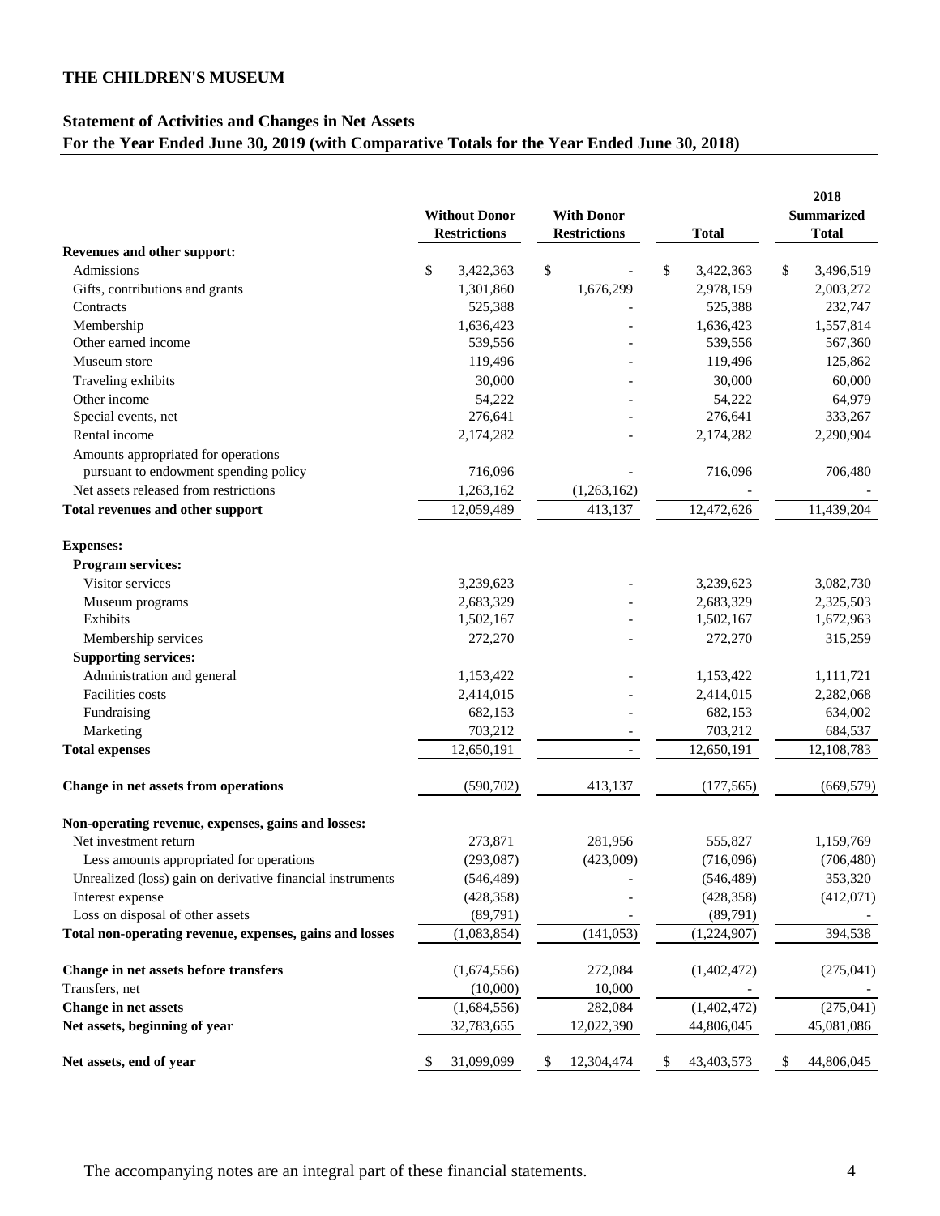**THE CHILDREN'S MUSEUM**

## Statement of Activities and Changes in Net Assets

### For the Year Ended June 30, 2019 (with Comparative Totals for the Year Ended June 30, 2018)

| | Without Donor Restrictions | With Donor Restrictions | Total | 2018 Summarized Total |
|---|---|---|---|---|
| **Revenues and other support:** | | | | |
| Admissions | $ 3,422,363 | $ - | $ 3,422,363 | $ 3,496,519 |
| Gifts, contributions and grants | 1,301,860 | 1,676,299 | 2,978,159 | 2,003,272 |
| Contracts | 525,388 | - | 525,388 | 232,747 |
| Membership | 1,636,423 | - | 1,636,423 | 1,557,814 |
| Other earned income | 539,556 | - | 539,556 | 567,360 |
| Museum store | 119,496 | - | 119,496 | 125,862 |
| Traveling exhibits | 30,000 | - | 30,000 | 60,000 |
| Other income | 54,222 | - | 54,222 | 64,979 |
| Special events, net | 276,641 | - | 276,641 | 333,267 |
| Rental income | 2,174,282 | - | 2,174,282 | 2,290,904 |
| Amounts appropriated for operations pursuant to endowment spending policy | 716,096 | - | 716,096 | 706,480 |
| Net assets released from restrictions | 1,263,162 | (1,263,162) | - | - |
| **Total revenues and other support** | 12,059,489 | 413,137 | 12,472,626 | 11,439,204 |
| **Expenses:** | | | | |
| **Program services:** | | | | |
| Visitor services | 3,239,623 | - | 3,239,623 | 3,082,730 |
| Museum programs | 2,683,329 | - | 2,683,329 | 2,325,503 |
| Exhibits | 1,502,167 | - | 1,502,167 | 1,672,963 |
| Membership services | 272,270 | - | 272,270 | 315,259 |
| **Supporting services:** | | | | |
| Administration and general | 1,153,422 | - | 1,153,422 | 1,111,721 |
| Facilities costs | 2,414,015 | - | 2,414,015 | 2,282,068 |
| Fundraising | 682,153 | - | 682,153 | 634,002 |
| Marketing | 703,212 | - | 703,212 | 684,537 |
| **Total expenses** | 12,650,191 | - | 12,650,191 | 12,108,783 |
| **Change in net assets from operations** | (590,702) | 413,137 | (177,565) | (669,579) |
| **Non-operating revenue, expenses, gains and losses:** | | | | |
| Net investment return | 273,871 | 281,956 | 555,827 | 1,159,769 |
| Less amounts appropriated for operations | (293,087) | (423,009) | (716,096) | (706,480) |
| Unrealized (loss) gain on derivative financial instruments | (546,489) | - | (546,489) | 353,320 |
| Interest expense | (428,358) | - | (428,358) | (412,071) |
| Loss on disposal of other assets | (89,791) | - | (89,791) | - |
| **Total non-operating revenue, expenses, gains and losses** | (1,083,854) | (141,053) | (1,224,907) | 394,538 |
| **Change in net assets before transfers** | (1,674,556) | 272,084 | (1,402,472) | (275,041) |
| Transfers, net | (10,000) | 10,000 | - | - |
| **Change in net assets** | (1,684,556) | 282,084 | (1,402,472) | (275,041) |
| **Net assets, beginning of year** | 32,783,655 | 12,022,390 | 44,806,045 | 45,081,086 |
| **Net assets, end of year** | $ 31,099,099 | $ 12,304,474 | $ 43,403,573 | $ 44,806,045 |

The accompanying notes are an integral part of these financial statements.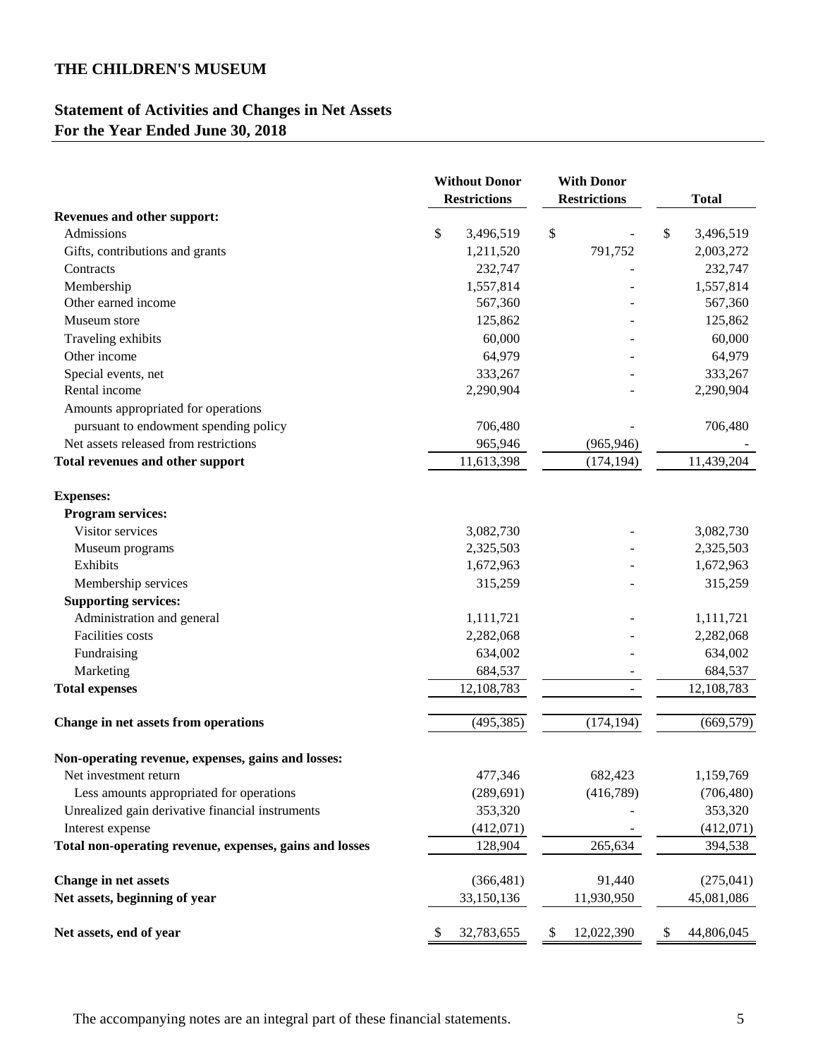# THE CHILDREN'S MUSEUM

## Statement of Activities and Changes in Net Assets
## For the Year Ended June 30, 2018

| | Without Donor Restrictions | With Donor Restrictions | Total |
|---|---|---|---|
| **Revenues and other support:** | | | |
| Admissions | $ 3,496,519 | $ - | $ 3,496,519 |
| Gifts, contributions and grants | 1,211,520 | 791,752 | 2,003,272 |
| Contracts | 232,747 | - | 232,747 |
| Membership | 1,557,814 | - | 1,557,814 |
| Other earned income | 567,360 | - | 567,360 |
| Museum store | 125,862 | - | 125,862 |
| Traveling exhibits | 60,000 | - | 60,000 |
| Other income | 64,979 | - | 64,979 |
| Special events, net | 333,267 | - | 333,267 |
| Rental income | 2,290,904 | - | 2,290,904 |
| Amounts appropriated for operations pursuant to endowment spending policy | 706,480 | - | 706,480 |
| Net assets released from restrictions | 965,946 | (965,946) | - |
| **Total revenues and other support** | 11,613,398 | (174,194) | 11,439,204 |
| **Expenses:** | | | |
| **Program services:** | | | |
| Visitor services | 3,082,730 | - | 3,082,730 |
| Museum programs | 2,325,503 | - | 2,325,503 |
| Exhibits | 1,672,963 | - | 1,672,963 |
| Membership services | 315,259 | - | 315,259 |
| **Supporting services:** | | | |
| Administration and general | 1,111,721 | - | 1,111,721 |
| Facilities costs | 2,282,068 | - | 2,282,068 |
| Fundraising | 634,002 | - | 634,002 |
| Marketing | 684,537 | - | 684,537 |
| **Total expenses** | 12,108,783 | - | 12,108,783 |
| **Change in net assets from operations** | (495,385) | (174,194) | (669,579) |
| **Non-operating revenue, expenses, gains and losses:** | | | |
| Net investment return | 477,346 | 682,423 | 1,159,769 |
| Less amounts appropriated for operations | (289,691) | (416,789) | (706,480) |
| Unrealized gain derivative financial instruments | 353,320 | - | 353,320 |
| Interest expense | (412,071) | - | (412,071) |
| **Total non-operating revenue, expenses, gains and losses** | 128,904 | 265,634 | 394,538 |
| **Change in net assets** | (366,481) | 91,440 | (275,041) |
| **Net assets, beginning of year** | 33,150,136 | 11,930,950 | 45,081,086 |
| **Net assets, end of year** | $ 32,783,655 | $ 12,022,390 | $ 44,806,045 |

The accompanying notes are an integral part of these financial statements.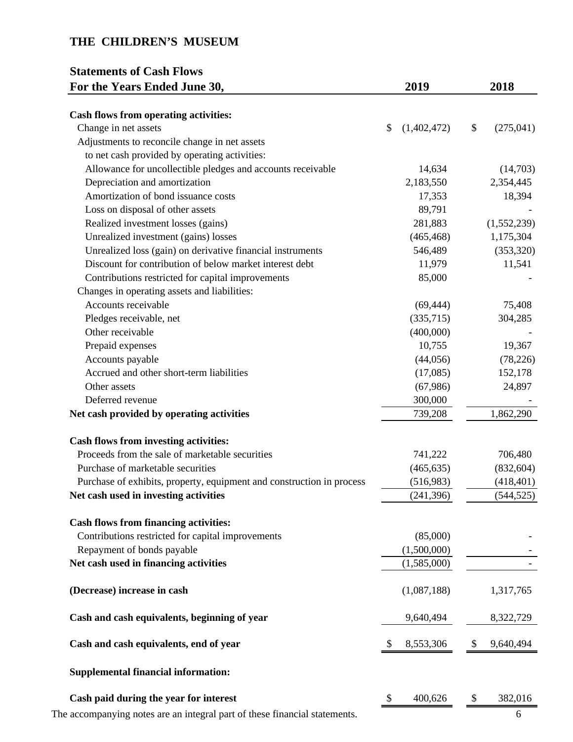# THE CHILDREN'S MUSEUM

## Statements of Cash Flows

| For the Years Ended June 30, | 2019 | 2018 |
|---|---|---|
| **Cash flows from operating activities:** | | |
| Change in net assets | $ (1,402,472) | $ (275,041) |
| Adjustments to reconcile change in net assets to net cash provided by operating activities: | | |
| Allowance for uncollectible pledges and accounts receivable | 14,634 | (14,703) |
| Depreciation and amortization | 2,183,550 | 2,354,445 |
| Amortization of bond issuance costs | 17,353 | 18,394 |
| Loss on disposal of other assets | 89,791 | - |
| Realized investment losses (gains) | 281,883 | (1,552,239) |
| Unrealized investment (gains) losses | (465,468) | 1,175,304 |
| Unrealized loss (gain) on derivative financial instruments | 546,489 | (353,320) |
| Discount for contribution of below market interest debt | 11,979 | 11,541 |
| Contributions restricted for capital improvements | 85,000 | - |
| Changes in operating assets and liabilities: | | |
| Accounts receivable | (69,444) | 75,408 |
| Pledges receivable, net | (335,715) | 304,285 |
| Other receivable | (400,000) | - |
| Prepaid expenses | 10,755 | 19,367 |
| Accounts payable | (44,056) | (78,226) |
| Accrued and other short-term liabilities | (17,085) | 152,178 |
| Other assets | (67,986) | 24,897 |
| Deferred revenue | 300,000 | - |
| **Net cash provided by operating activities** | 739,208 | 1,862,290 |
| **Cash flows from investing activities:** | | |
| Proceeds from the sale of marketable securities | 741,222 | 706,480 |
| Purchase of marketable securities | (465,635) | (832,604) |
| Purchase of exhibits, property, equipment and construction in process | (516,983) | (418,401) |
| **Net cash used in investing activities** | (241,396) | (544,525) |
| **Cash flows from financing activities:** | | |
| Contributions restricted for capital improvements | (85,000) | - |
| Repayment of bonds payable | (1,500,000) | - |
| **Net cash used in financing activities** | (1,585,000) | - |
| **(Decrease) increase in cash** | (1,087,188) | 1,317,765 |
| **Cash and cash equivalents, beginning of year** | 9,640,494 | 8,322,729 |
| **Cash and cash equivalents, end of year** | $ 8,553,306 | $ 9,640,494 |
| **Supplemental financial information:** | | |
| **Cash paid during the year for interest** | $ 400,626 | $ 382,016 |

The accompanying notes are an integral part of these financial statements.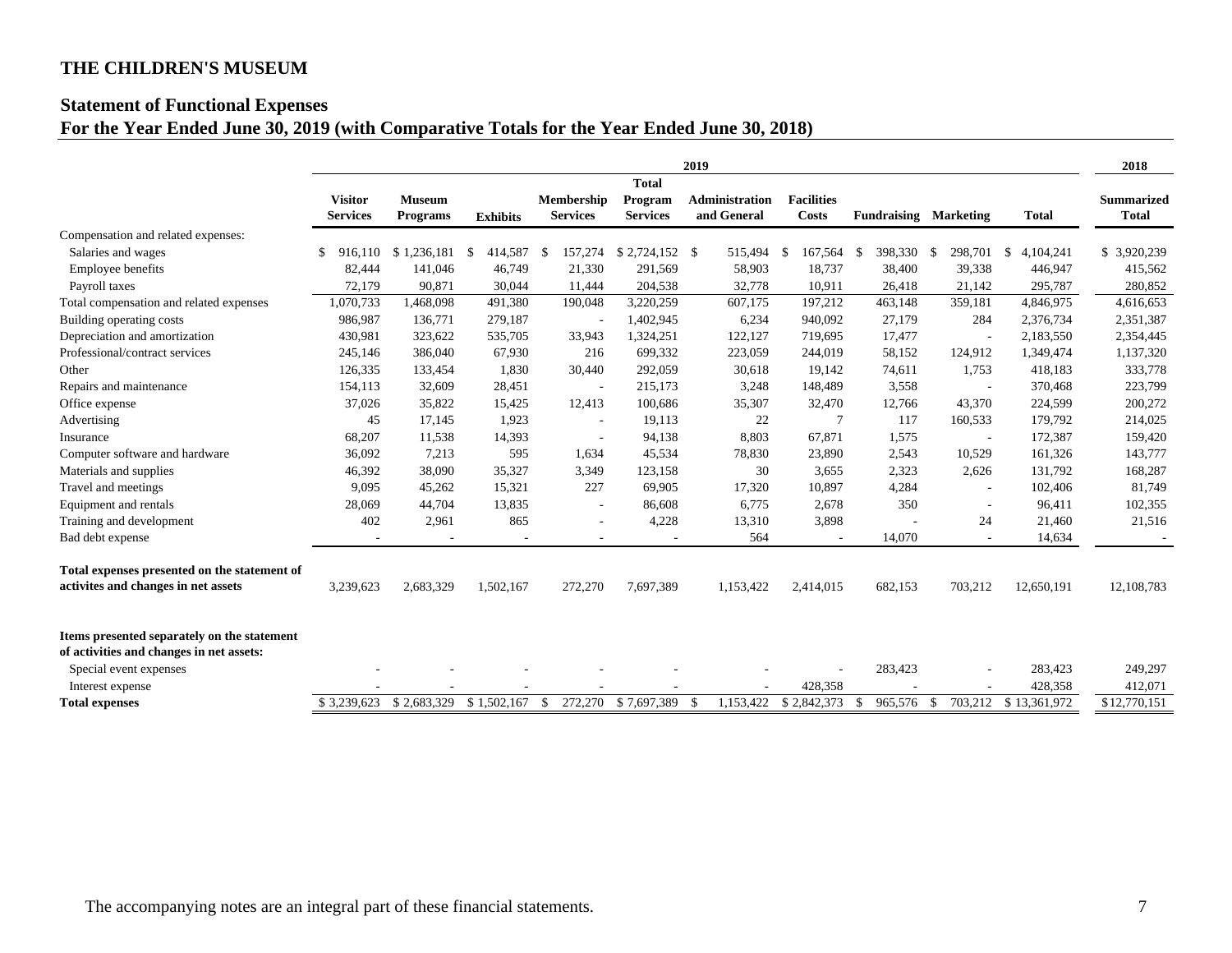# THE CHILDREN'S MUSEUM

## Statement of Functional Expenses
## For the Year Ended June 30, 2019 (with Comparative Totals for the Year Ended June 30, 2018)

| | 2019 | | | | | | | | | | 2018 |
|---|---|---|---|---|---|---|---|---|---|---|---|
| | Visitor Services | Museum Programs | Exhibits | Membership Services | Total Program Services | Administration and General | Facilities Costs | Fundraising | Marketing | Total | Summarized Total |
| Compensation and related expenses: | | | | | | | | | | | |
| Salaries and wages | $ 916,110 | $ 1,236,181 | $ 414,587 | $ 157,274 | $ 2,724,152 | $ 515,494 | $ 167,564 | $ 398,330 | $ 298,701 | $ 4,104,241 | $ 3,920,239 |
| Employee benefits | 82,444 | 141,046 | 46,749 | 21,330 | 291,569 | 58,903 | 18,737 | 38,400 | 39,338 | 446,947 | 415,562 |
| Payroll taxes | 72,179 | 90,871 | 30,044 | 11,444 | 204,538 | 32,778 | 10,911 | 26,418 | 21,142 | 295,787 | 280,852 |
| Total compensation and related expenses | 1,070,733 | 1,468,098 | 491,380 | 190,048 | 3,220,259 | 607,175 | 197,212 | 463,148 | 359,181 | 4,846,975 | 4,616,653 |
| Building operating costs | 986,987 | 136,771 | 279,187 | - | 1,402,945 | 6,234 | 940,092 | 27,179 | 284 | 2,376,734 | 2,351,387 |
| Depreciation and amortization | 430,981 | 323,622 | 535,705 | 33,943 | 1,324,251 | 122,127 | 719,695 | 17,477 | - | 2,183,550 | 2,354,445 |
| Professional/contract services | 245,146 | 386,040 | 67,930 | 216 | 699,332 | 223,059 | 244,019 | 58,152 | 124,912 | 1,349,474 | 1,137,320 |
| Other | 126,335 | 133,454 | 1,830 | 30,440 | 292,059 | 30,618 | 19,142 | 74,611 | 1,753 | 418,183 | 333,778 |
| Repairs and maintenance | 154,113 | 32,609 | 28,451 | - | 215,173 | 3,248 | 148,489 | 3,558 | - | 370,468 | 223,799 |
| Office expense | 37,026 | 35,822 | 15,425 | 12,413 | 100,686 | 35,307 | 32,470 | 12,766 | 43,370 | 224,599 | 200,272 |
| Advertising | 45 | 17,145 | 1,923 | - | 19,113 | 22 | 7 | 117 | 160,533 | 179,792 | 214,025 |
| Insurance | 68,207 | 11,538 | 14,393 | - | 94,138 | 8,803 | 67,871 | 1,575 | - | 172,387 | 159,420 |
| Computer software and hardware | 36,092 | 7,213 | 595 | 1,634 | 45,534 | 78,830 | 23,890 | 2,543 | 10,529 | 161,326 | 143,777 |
| Materials and supplies | 46,392 | 38,090 | 35,327 | 3,349 | 123,158 | 30 | 3,655 | 2,323 | 2,626 | 131,792 | 168,287 |
| Travel and meetings | 9,095 | 45,262 | 15,321 | 227 | 69,905 | 17,320 | 10,897 | 4,284 | - | 102,406 | 81,749 |
| Equipment and rentals | 28,069 | 44,704 | 13,835 | - | 86,608 | 6,775 | 2,678 | 350 | - | 96,411 | 102,355 |
| Training and development | 402 | 2,961 | 865 | - | 4,228 | 13,310 | 3,898 | - | 24 | 21,460 | 21,516 |
| Bad debt expense | - | - | - | - | - | 564 | - | 14,070 | - | 14,634 | - |
| **Total expenses presented on the statement of activites and changes in net assets** | 3,239,623 | 2,683,329 | 1,502,167 | 272,270 | 7,697,389 | 1,153,422 | 2,414,015 | 682,153 | 703,212 | 12,650,191 | 12,108,783 |
| **Items presented separately on the statement of activities and changes in net assets:** | | | | | | | | | | | |
| Special event expenses | - | - | - | - | - | - | - | 283,423 | - | 283,423 | 249,297 |
| Interest expense | - | - | - | - | - | - | 428,358 | - | - | 428,358 | 412,071 |
| **Total expenses** | $ 3,239,623 | $ 2,683,329 | $ 1,502,167 | $ 272,270 | $ 7,697,389 | $ 1,153,422 | $ 2,842,373 | $ 965,576 | $ 703,212 | $ 13,361,972 | $12,770,151 |

The accompanying notes are an integral part of these financial statements.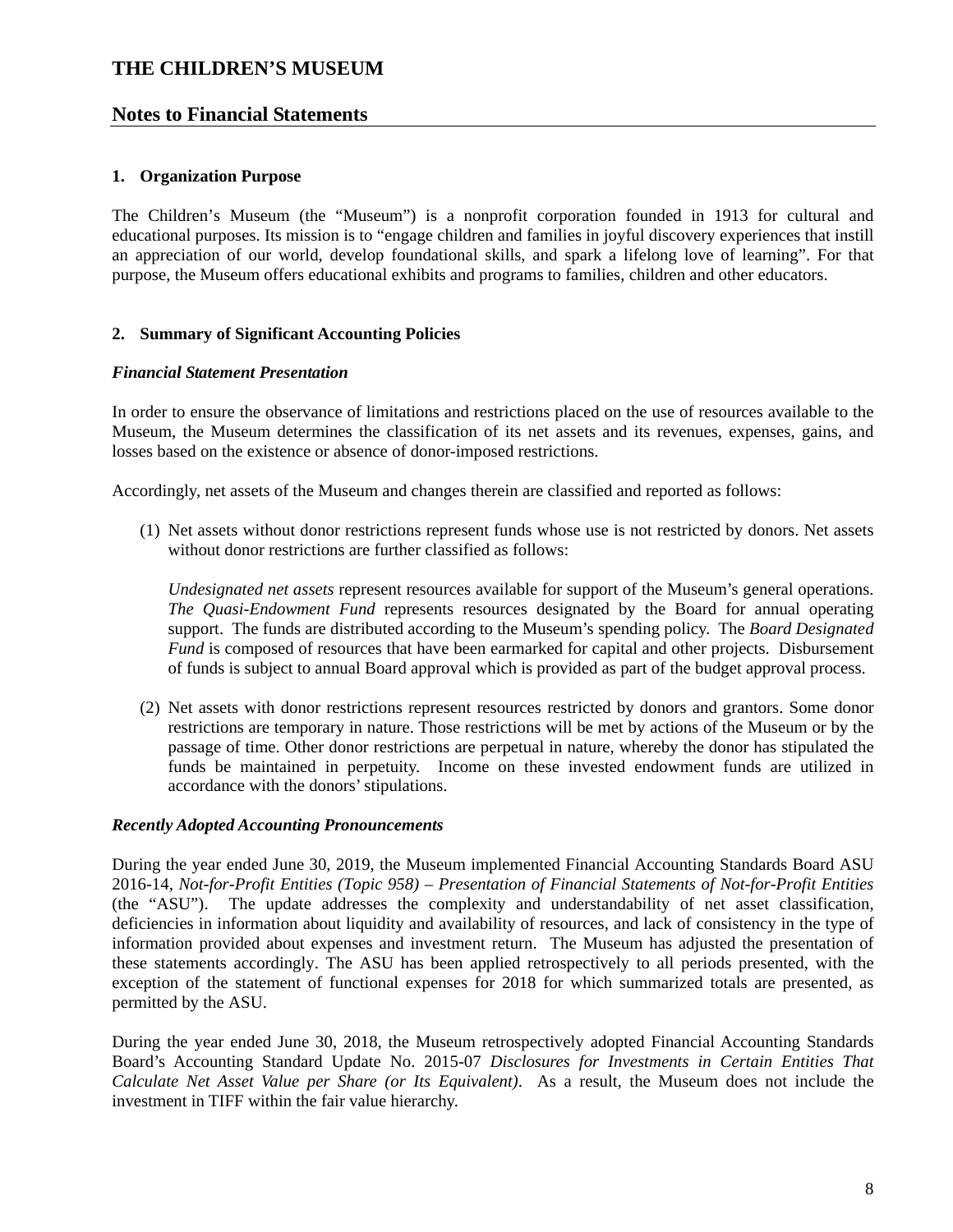# THE CHILDREN'S MUSEUM

## Notes to Financial Statements

### 1. Organization Purpose

The Children's Museum (the "Museum") is a nonprofit corporation founded in 1913 for cultural and educational purposes. Its mission is to "engage children and families in joyful discovery experiences that instill an appreciation of our world, develop foundational skills, and spark a lifelong love of learning". For that purpose, the Museum offers educational exhibits and programs to families, children and other educators.

### 2. Summary of Significant Accounting Policies

***Financial Statement Presentation***

In order to ensure the observance of limitations and restrictions placed on the use of resources available to the Museum, the Museum determines the classification of its net assets and its revenues, expenses, gains, and losses based on the existence or absence of donor-imposed restrictions.

Accordingly, net assets of the Museum and changes therein are classified and reported as follows:

(1) Net assets without donor restrictions represent funds whose use is not restricted by donors. Net assets without donor restrictions are further classified as follows:

*Undesignated net assets* represent resources available for support of the Museum's general operations. *The Quasi-Endowment Fund* represents resources designated by the Board for annual operating support. The funds are distributed according to the Museum's spending policy. The *Board Designated Fund* is composed of resources that have been earmarked for capital and other projects. Disbursement of funds is subject to annual Board approval which is provided as part of the budget approval process.

(2) Net assets with donor restrictions represent resources restricted by donors and grantors. Some donor restrictions are temporary in nature. Those restrictions will be met by actions of the Museum or by the passage of time. Other donor restrictions are perpetual in nature, whereby the donor has stipulated the funds be maintained in perpetuity. Income on these invested endowment funds are utilized in accordance with the donors' stipulations.

***Recently Adopted Accounting Pronouncements***

During the year ended June 30, 2019, the Museum implemented Financial Accounting Standards Board ASU 2016-14, *Not-for-Profit Entities (Topic 958) – Presentation of Financial Statements of Not-for-Profit Entities* (the "ASU"). The update addresses the complexity and understandability of net asset classification, deficiencies in information about liquidity and availability of resources, and lack of consistency in the type of information provided about expenses and investment return. The Museum has adjusted the presentation of these statements accordingly. The ASU has been applied retrospectively to all periods presented, with the exception of the statement of functional expenses for 2018 for which summarized totals are presented, as permitted by the ASU.

During the year ended June 30, 2018, the Museum retrospectively adopted Financial Accounting Standards Board's Accounting Standard Update No. 2015-07 *Disclosures for Investments in Certain Entities That Calculate Net Asset Value per Share (or Its Equivalent)*. As a result, the Museum does not include the investment in TIFF within the fair value hierarchy.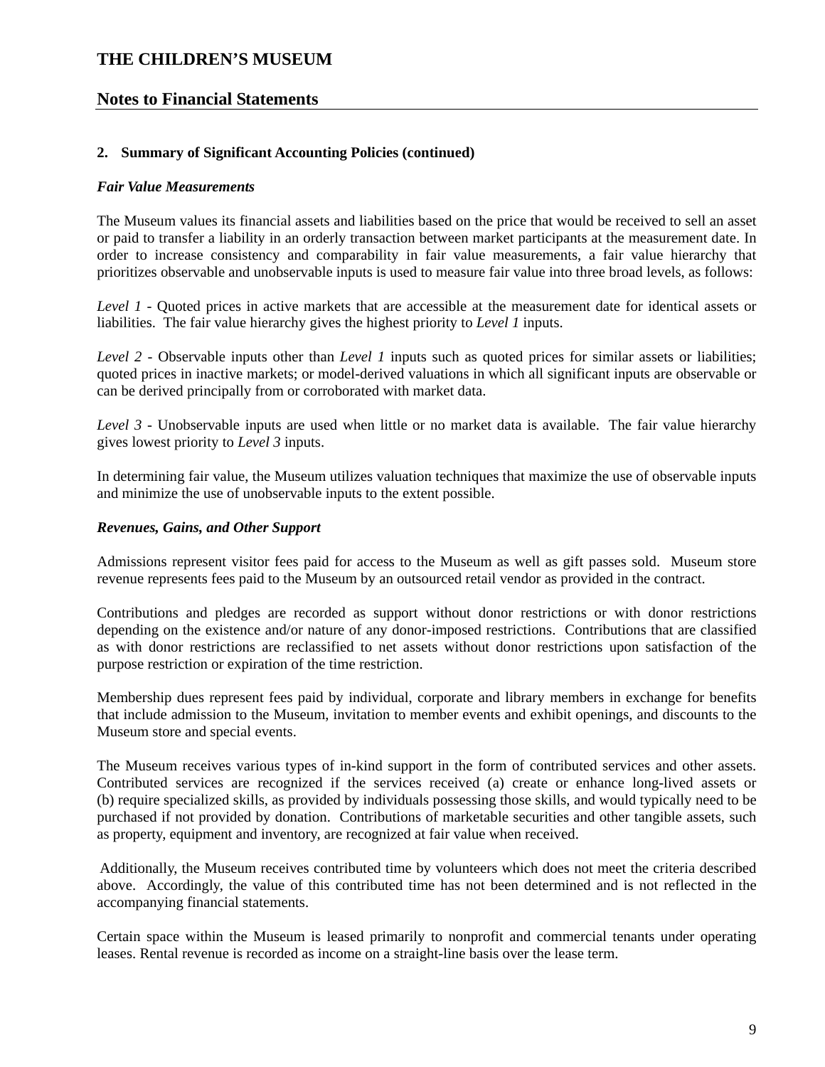## 2. Summary of Significant Accounting Policies (continued)

***Fair Value Measurements***

The Museum values its financial assets and liabilities based on the price that would be received to sell an asset or paid to transfer a liability in an orderly transaction between market participants at the measurement date. In order to increase consistency and comparability in fair value measurements, a fair value hierarchy that prioritizes observable and unobservable inputs is used to measure fair value into three broad levels, as follows:

*Level 1* - Quoted prices in active markets that are accessible at the measurement date for identical assets or liabilities. The fair value hierarchy gives the highest priority to *Level 1* inputs.

*Level 2* - Observable inputs other than *Level 1* inputs such as quoted prices for similar assets or liabilities; quoted prices in inactive markets; or model-derived valuations in which all significant inputs are observable or can be derived principally from or corroborated with market data.

*Level 3* - Unobservable inputs are used when little or no market data is available. The fair value hierarchy gives lowest priority to *Level 3* inputs.

In determining fair value, the Museum utilizes valuation techniques that maximize the use of observable inputs and minimize the use of unobservable inputs to the extent possible.

***Revenues, Gains, and Other Support***

Admissions represent visitor fees paid for access to the Museum as well as gift passes sold. Museum store revenue represents fees paid to the Museum by an outsourced retail vendor as provided in the contract.

Contributions and pledges are recorded as support without donor restrictions or with donor restrictions depending on the existence and/or nature of any donor-imposed restrictions. Contributions that are classified as with donor restrictions are reclassified to net assets without donor restrictions upon satisfaction of the purpose restriction or expiration of the time restriction.

Membership dues represent fees paid by individual, corporate and library members in exchange for benefits that include admission to the Museum, invitation to member events and exhibit openings, and discounts to the Museum store and special events.

The Museum receives various types of in-kind support in the form of contributed services and other assets. Contributed services are recognized if the services received (a) create or enhance long-lived assets or (b) require specialized skills, as provided by individuals possessing those skills, and would typically need to be purchased if not provided by donation. Contributions of marketable securities and other tangible assets, such as property, equipment and inventory, are recognized at fair value when received.

Additionally, the Museum receives contributed time by volunteers which does not meet the criteria described above. Accordingly, the value of this contributed time has not been determined and is not reflected in the accompanying financial statements.

Certain space within the Museum is leased primarily to nonprofit and commercial tenants under operating leases. Rental revenue is recorded as income on a straight-line basis over the lease term.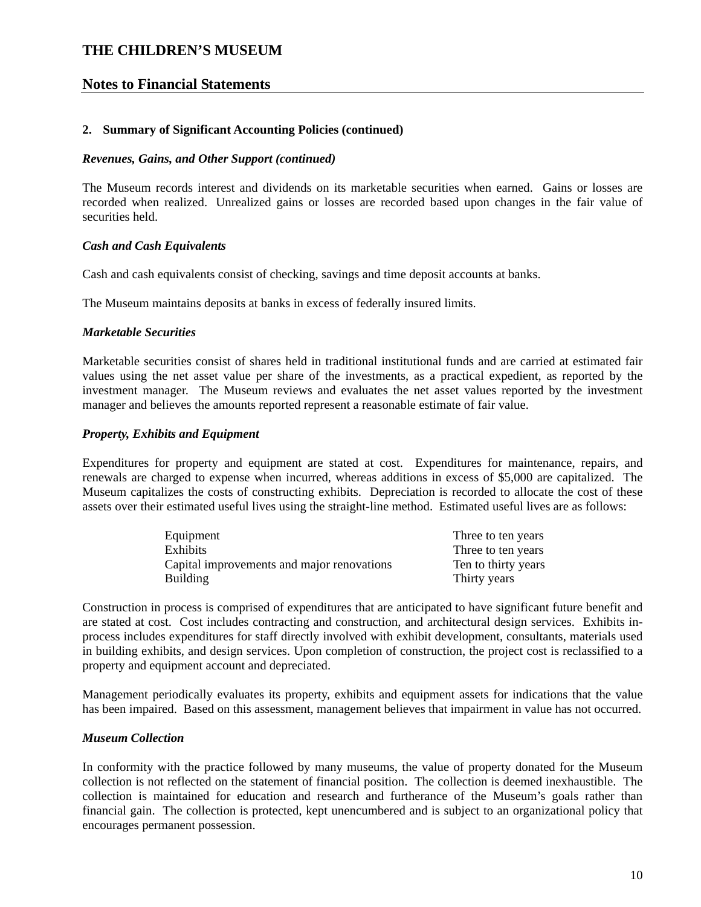**2. Summary of Significant Accounting Policies (continued)**

***Revenues, Gains, and Other Support (continued)***

The Museum records interest and dividends on its marketable securities when earned. Gains or losses are recorded when realized. Unrealized gains or losses are recorded based upon changes in the fair value of securities held.

***Cash and Cash Equivalents***

Cash and cash equivalents consist of checking, savings and time deposit accounts at banks.

The Museum maintains deposits at banks in excess of federally insured limits.

***Marketable Securities***

Marketable securities consist of shares held in traditional institutional funds and are carried at estimated fair values using the net asset value per share of the investments, as a practical expedient, as reported by the investment manager. The Museum reviews and evaluates the net asset values reported by the investment manager and believes the amounts reported represent a reasonable estimate of fair value.

***Property, Exhibits and Equipment***

Expenditures for property and equipment are stated at cost. Expenditures for maintenance, repairs, and renewals are charged to expense when incurred, whereas additions in excess of $5,000 are capitalized. The Museum capitalizes the costs of constructing exhibits. Depreciation is recorded to allocate the cost of these assets over their estimated useful lives using the straight-line method. Estimated useful lives are as follows:

| | |
|---|---|
| Equipment | Three to ten years |
| Exhibits | Three to ten years |
| Capital improvements and major renovations | Ten to thirty years |
| Building | Thirty years |

Construction in process is comprised of expenditures that are anticipated to have significant future benefit and are stated at cost. Cost includes contracting and construction, and architectural design services. Exhibits in-process includes expenditures for staff directly involved with exhibit development, consultants, materials used in building exhibits, and design services. Upon completion of construction, the project cost is reclassified to a property and equipment account and depreciated.

Management periodically evaluates its property, exhibits and equipment assets for indications that the value has been impaired. Based on this assessment, management believes that impairment in value has not occurred.

***Museum Collection***

In conformity with the practice followed by many museums, the value of property donated for the Museum collection is not reflected on the statement of financial position. The collection is deemed inexhaustible. The collection is maintained for education and research and furtherance of the Museum's goals rather than financial gain. The collection is protected, kept unencumbered and is subject to an organizational policy that encourages permanent possession.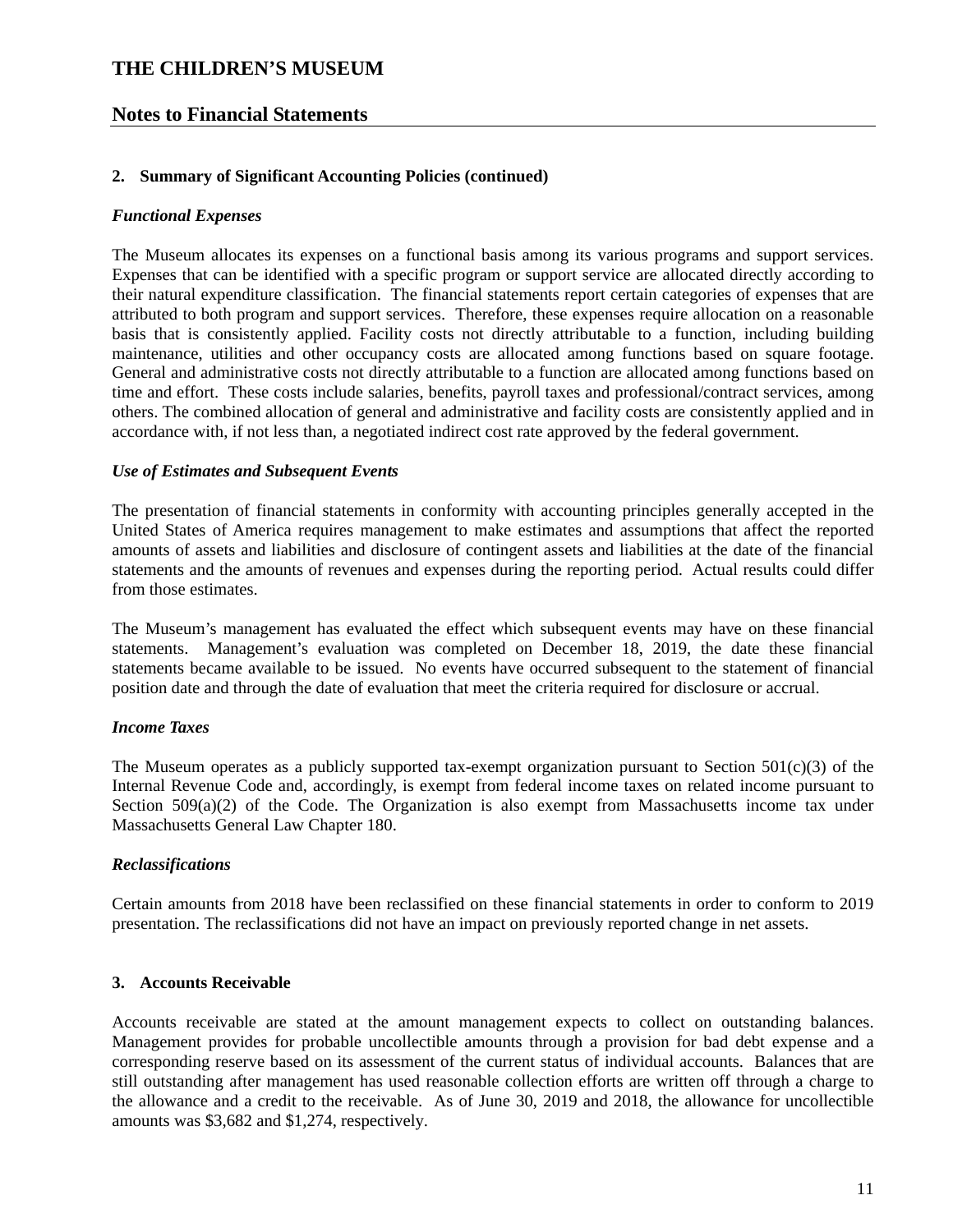# THE CHILDREN'S MUSEUM

## Notes to Financial Statements

### 2. Summary of Significant Accounting Policies (continued)

***Functional Expenses***

The Museum allocates its expenses on a functional basis among its various programs and support services. Expenses that can be identified with a specific program or support service are allocated directly according to their natural expenditure classification. The financial statements report certain categories of expenses that are attributed to both program and support services. Therefore, these expenses require allocation on a reasonable basis that is consistently applied. Facility costs not directly attributable to a function, including building maintenance, utilities and other occupancy costs are allocated among functions based on square footage. General and administrative costs not directly attributable to a function are allocated among functions based on time and effort. These costs include salaries, benefits, payroll taxes and professional/contract services, among others. The combined allocation of general and administrative and facility costs are consistently applied and in accordance with, if not less than, a negotiated indirect cost rate approved by the federal government.

***Use of Estimates and Subsequent Events***

The presentation of financial statements in conformity with accounting principles generally accepted in the United States of America requires management to make estimates and assumptions that affect the reported amounts of assets and liabilities and disclosure of contingent assets and liabilities at the date of the financial statements and the amounts of revenues and expenses during the reporting period. Actual results could differ from those estimates.

The Museum's management has evaluated the effect which subsequent events may have on these financial statements. Management's evaluation was completed on December 18, 2019, the date these financial statements became available to be issued. No events have occurred subsequent to the statement of financial position date and through the date of evaluation that meet the criteria required for disclosure or accrual.

***Income Taxes***

The Museum operates as a publicly supported tax-exempt organization pursuant to Section 501(c)(3) of the Internal Revenue Code and, accordingly, is exempt from federal income taxes on related income pursuant to Section 509(a)(2) of the Code. The Organization is also exempt from Massachusetts income tax under Massachusetts General Law Chapter 180.

***Reclassifications***

Certain amounts from 2018 have been reclassified on these financial statements in order to conform to 2019 presentation. The reclassifications did not have an impact on previously reported change in net assets.

### 3. Accounts Receivable

Accounts receivable are stated at the amount management expects to collect on outstanding balances. Management provides for probable uncollectible amounts through a provision for bad debt expense and a corresponding reserve based on its assessment of the current status of individual accounts. Balances that are still outstanding after management has used reasonable collection efforts are written off through a charge to the allowance and a credit to the receivable. As of June 30, 2019 and 2018, the allowance for uncollectible amounts was $3,682 and $1,274, respectively.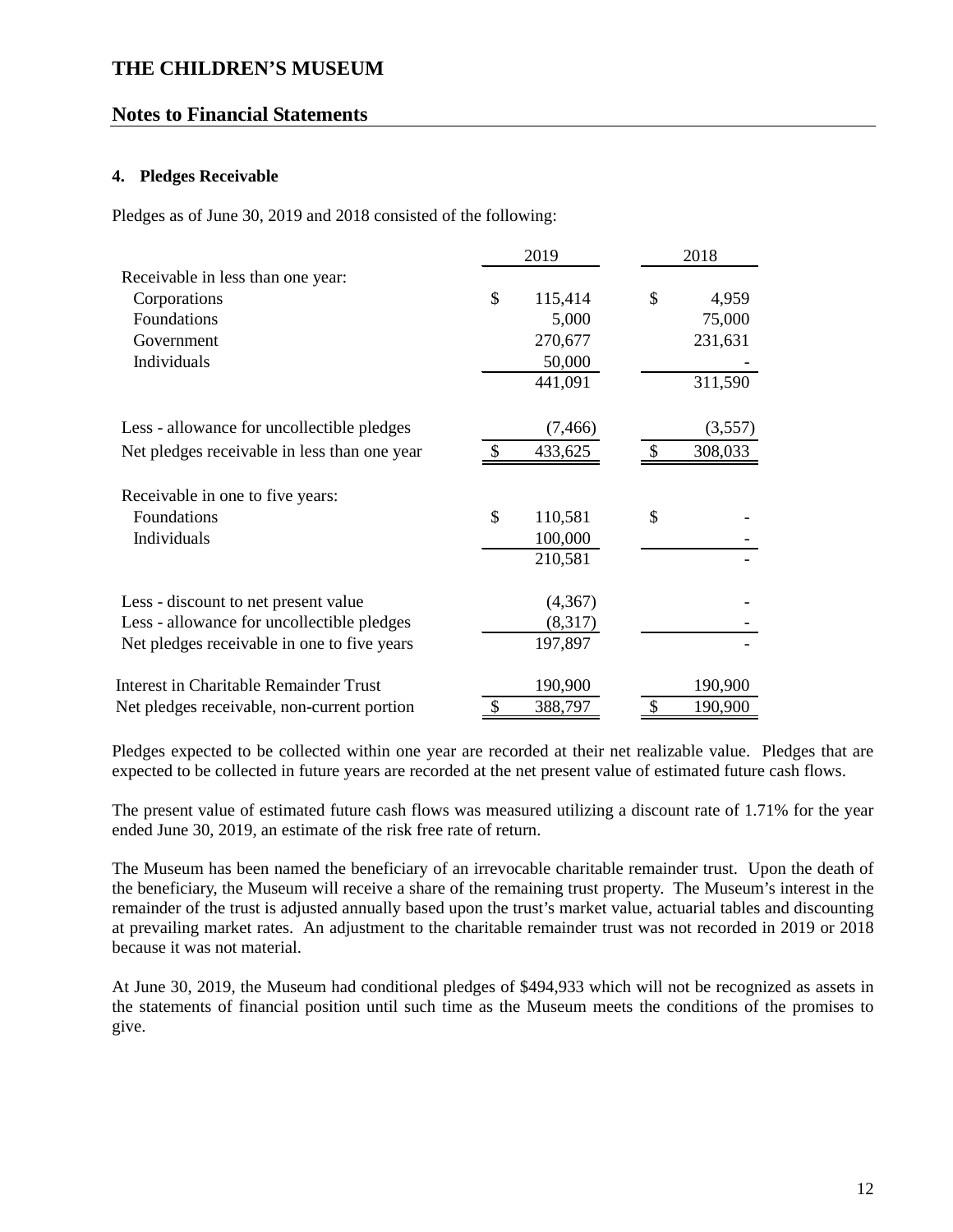# THE CHILDREN'S MUSEUM

## Notes to Financial Statements

### 4. Pledges Receivable

Pledges as of June 30, 2019 and 2018 consisted of the following:

| | 2019 | 2018 |
|---|---|---|
| Receivable in less than one year: | | |
| Corporations | $ 115,414 | $ 4,959 |
| Foundations | 5,000 | 75,000 |
| Government | 270,677 | 231,631 |
| Individuals | 50,000 | - |
| | 441,091 | 311,590 |
| Less - allowance for uncollectible pledges | (7,466) | (3,557) |
| Net pledges receivable in less than one year | $ 433,625 | $ 308,033 |
| Receivable in one to five years: | | |
| Foundations | $ 110,581 | $ - |
| Individuals | 100,000 | - |
| | 210,581 | - |
| Less - discount to net present value | (4,367) | - |
| Less - allowance for uncollectible pledges | (8,317) | - |
| Net pledges receivable in one to five years | 197,897 | - |
| Interest in Charitable Remainder Trust | 190,900 | 190,900 |
| Net pledges receivable, non-current portion | $ 388,797 | $ 190,900 |

Pledges expected to be collected within one year are recorded at their net realizable value. Pledges that are expected to be collected in future years are recorded at the net present value of estimated future cash flows.

The present value of estimated future cash flows was measured utilizing a discount rate of 1.71% for the year ended June 30, 2019, an estimate of the risk free rate of return.

The Museum has been named the beneficiary of an irrevocable charitable remainder trust. Upon the death of the beneficiary, the Museum will receive a share of the remaining trust property. The Museum's interest in the remainder of the trust is adjusted annually based upon the trust's market value, actuarial tables and discounting at prevailing market rates. An adjustment to the charitable remainder trust was not recorded in 2019 or 2018 because it was not material.

At June 30, 2019, the Museum had conditional pledges of $494,933 which will not be recognized as assets in the statements of financial position until such time as the Museum meets the conditions of the promises to give.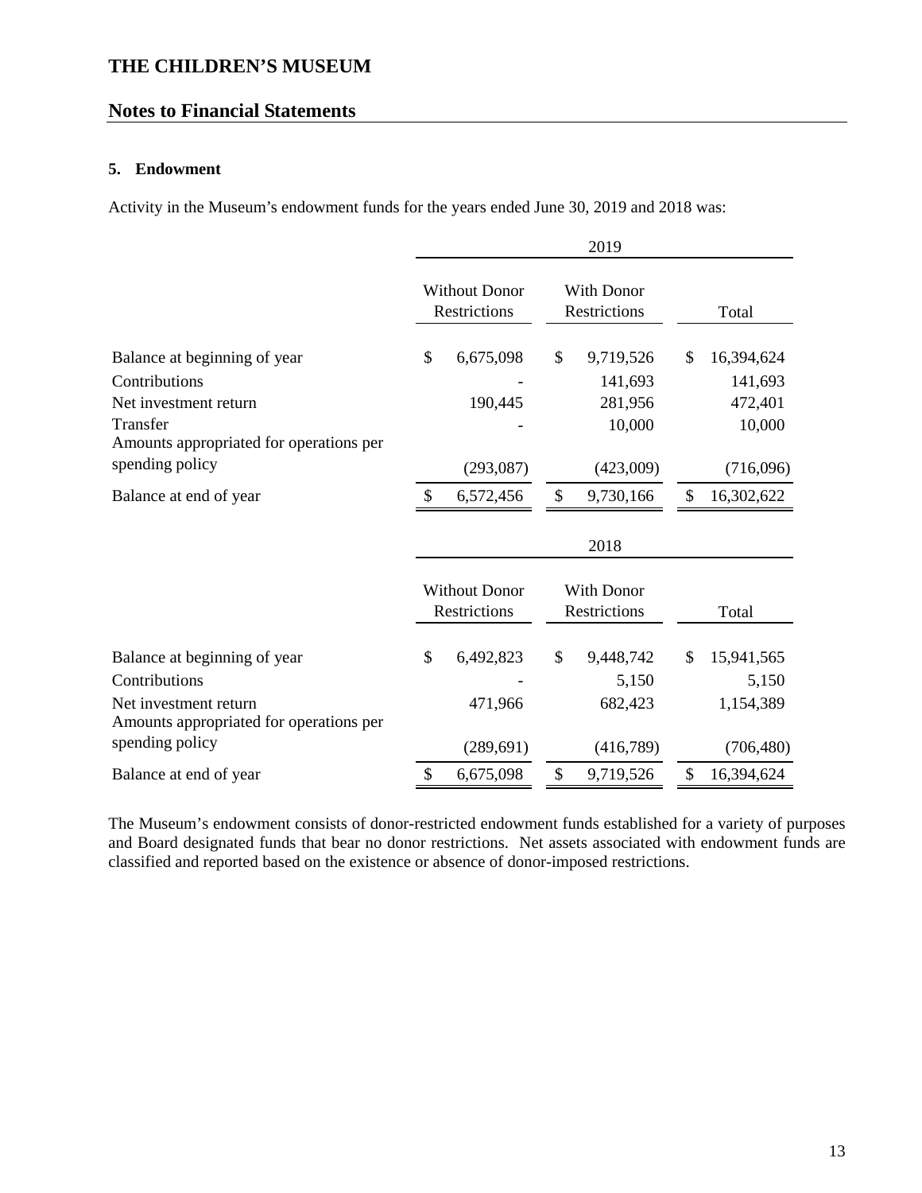# THE CHILDREN'S MUSEUM

## Notes to Financial Statements

### 5. Endowment

Activity in the Museum's endowment funds for the years ended June 30, 2019 and 2018 was:

| | 2019 | | |
|---|---|---|---|
| | Without Donor Restrictions | With Donor Restrictions | Total |
| Balance at beginning of year | $ 6,675,098 | $ 9,719,526 | $ 16,394,624 |
| Contributions | - | 141,693 | 141,693 |
| Net investment return | 190,445 | 281,956 | 472,401 |
| Transfer | - | 10,000 | 10,000 |
| Amounts appropriated for operations per spending policy | (293,087) | (423,009) | (716,096) |
| Balance at end of year | $ 6,572,456 | $ 9,730,166 | $ 16,302,622 |

| | 2018 | | |
|---|---|---|---|
| | Without Donor Restrictions | With Donor Restrictions | Total |
| Balance at beginning of year | $ 6,492,823 | $ 9,448,742 | $ 15,941,565 |
| Contributions | - | 5,150 | 5,150 |
| Net investment return | 471,966 | 682,423 | 1,154,389 |
| Amounts appropriated for operations per spending policy | (289,691) | (416,789) | (706,480) |
| Balance at end of year | $ 6,675,098 | $ 9,719,526 | $ 16,394,624 |

The Museum's endowment consists of donor-restricted endowment funds established for a variety of purposes and Board designated funds that bear no donor restrictions. Net assets associated with endowment funds are classified and reported based on the existence or absence of donor-imposed restrictions.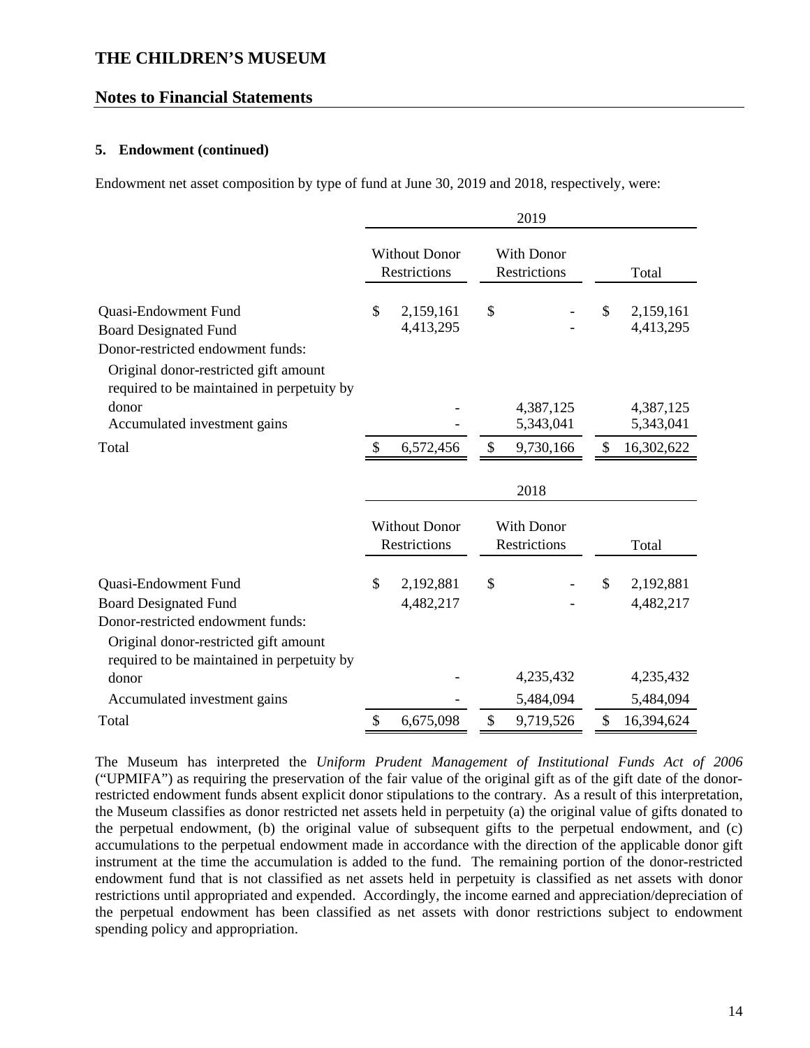### 5. Endowment (continued)

Endowment net asset composition by type of fund at June 30, 2019 and 2018, respectively, were:

| | 2019 | | |
|---|---|---|---|
| | Without Donor Restrictions | With Donor Restrictions | Total |
| Quasi-Endowment Fund | $ 2,159,161 | $ - | $ 2,159,161 |
| Board Designated Fund | 4,413,295 | - | 4,413,295 |
| Donor-restricted endowment funds: | | | |
| Original donor-restricted gift amount required to be maintained in perpetuity by donor | - | 4,387,125 | 4,387,125 |
| Accumulated investment gains | - | 5,343,041 | 5,343,041 |
| Total | $ 6,572,456 | $ 9,730,166 | $ 16,302,622 |

| | 2018 | | |
|---|---|---|---|
| | Without Donor Restrictions | With Donor Restrictions | Total |
| Quasi-Endowment Fund | $ 2,192,881 | $ - | $ 2,192,881 |
| Board Designated Fund | 4,482,217 | - | 4,482,217 |
| Donor-restricted endowment funds: | | | |
| Original donor-restricted gift amount required to be maintained in perpetuity by donor | - | 4,235,432 | 4,235,432 |
| Accumulated investment gains | - | 5,484,094 | 5,484,094 |
| Total | $ 6,675,098 | $ 9,719,526 | $ 16,394,624 |

The Museum has interpreted the *Uniform Prudent Management of Institutional Funds Act of 2006* ("UPMIFA") as requiring the preservation of the fair value of the original gift as of the gift date of the donor-restricted endowment funds absent explicit donor stipulations to the contrary. As a result of this interpretation, the Museum classifies as donor restricted net assets held in perpetuity (a) the original value of gifts donated to the perpetual endowment, (b) the original value of subsequent gifts to the perpetual endowment, and (c) accumulations to the perpetual endowment made in accordance with the direction of the applicable donor gift instrument at the time the accumulation is added to the fund. The remaining portion of the donor-restricted endowment fund that is not classified as net assets held in perpetuity is classified as net assets with donor restrictions until appropriated and expended. Accordingly, the income earned and appreciation/depreciation of the perpetual endowment has been classified as net assets with donor restrictions subject to endowment spending policy and appropriation.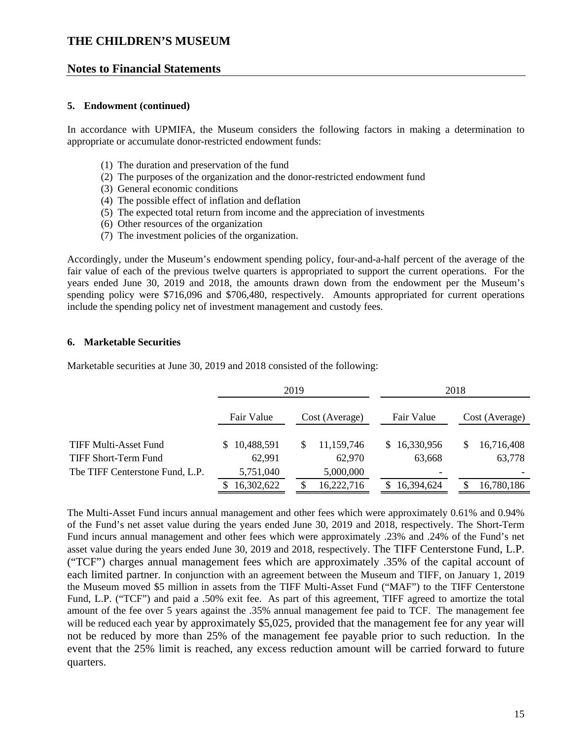# THE CHILDREN'S MUSEUM

## Notes to Financial Statements

### 5. Endowment (continued)

In accordance with UPMIFA, the Museum considers the following factors in making a determination to appropriate or accumulate donor-restricted endowment funds:

(1) The duration and preservation of the fund
(2) The purposes of the organization and the donor-restricted endowment fund
(3) General economic conditions
(4) The possible effect of inflation and deflation
(5) The expected total return from income and the appreciation of investments
(6) Other resources of the organization
(7) The investment policies of the organization.

Accordingly, under the Museum's endowment spending policy, four-and-a-half percent of the average of the fair value of each of the previous twelve quarters is appropriated to support the current operations. For the years ended June 30, 2019 and 2018, the amounts drawn down from the endowment per the Museum's spending policy were $716,096 and $706,480, respectively. Amounts appropriated for current operations include the spending policy net of investment management and custody fees.

### 6. Marketable Securities

Marketable securities at June 30, 2019 and 2018 consisted of the following:

| | 2019 | | 2018 | |
|---|---|---|---|---|
| | Fair Value | Cost (Average) | Fair Value | Cost (Average) |
| TIFF Multi-Asset Fund | $ 10,488,591 | $ 11,159,746 | $ 16,330,956 | $ 16,716,408 |
| TIFF Short-Term Fund | 62,991 | 62,970 | 63,668 | 63,778 |
| Tbe TIFF Centerstone Fund, L.P. | 5,751,040 | 5,000,000 | - | - |
| | $ 16,302,622 | $ 16,222,716 | $ 16,394,624 | $ 16,780,186 |

The Multi-Asset Fund incurs annual management and other fees which were approximately 0.61% and 0.94% of the Fund's net asset value during the years ended June 30, 2019 and 2018, respectively. The Short-Term Fund incurs annual management and other fees which were approximately .23% and .24% of the Fund's net asset value during the years ended June 30, 2019 and 2018, respectively. The TIFF Centerstone Fund, L.P. ("TCF") charges annual management fees which are approximately .35% of the capital account of each limited partner. In conjunction with an agreement between the Museum and TIFF, on January 1, 2019 the Museum moved $5 million in assets from the TIFF Multi-Asset Fund ("MAF") to the TIFF Centerstone Fund, L.P. ("TCF") and paid a .50% exit fee. As part of this agreement, TIFF agreed to amortize the total amount of the fee over 5 years against the .35% annual management fee paid to TCF. The management fee will be reduced each year by approximately $5,025, provided that the management fee for any year will not be reduced by more than 25% of the management fee payable prior to such reduction. In the event that the 25% limit is reached, any excess reduction amount will be carried forward to future quarters.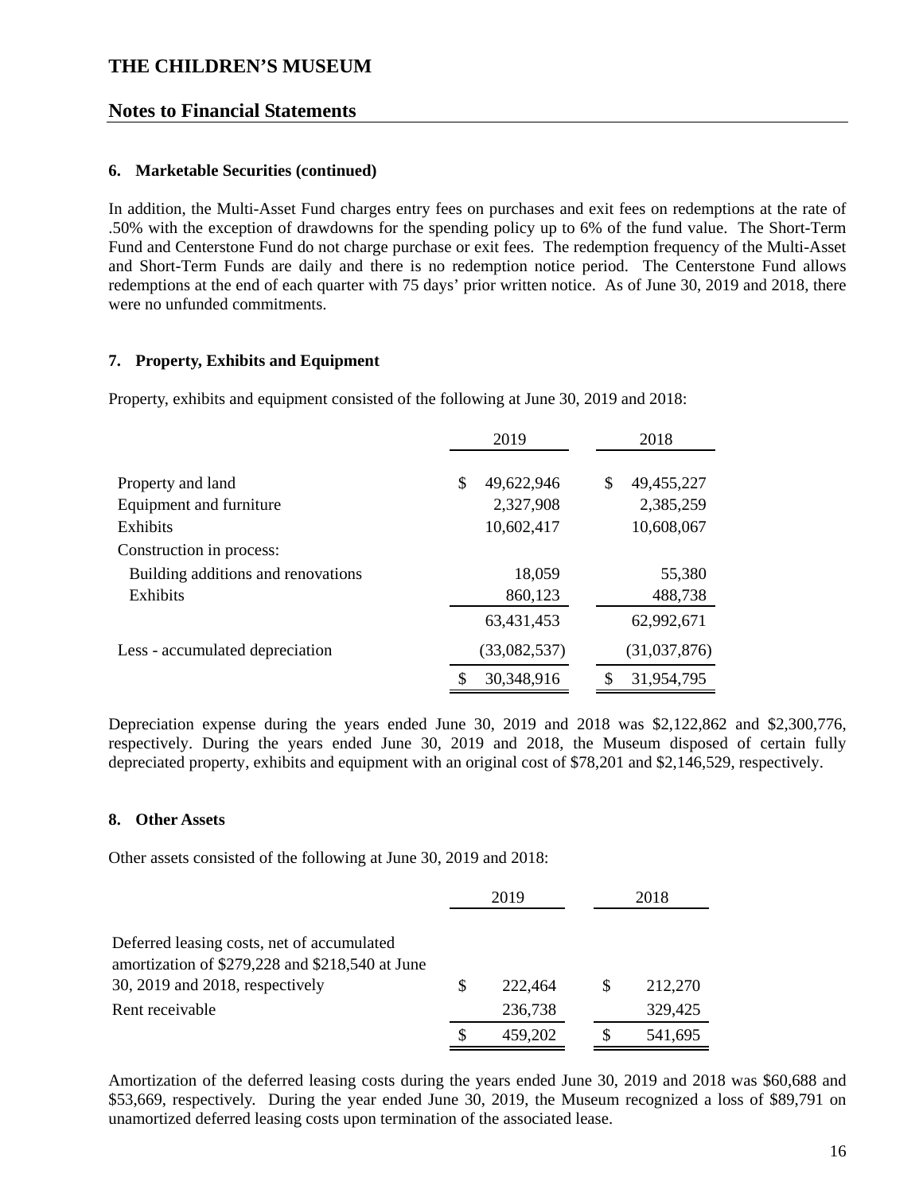# THE CHILDREN'S MUSEUM

## Notes to Financial Statements

**6. Marketable Securities (continued)**

In addition, the Multi-Asset Fund charges entry fees on purchases and exit fees on redemptions at the rate of .50% with the exception of drawdowns for the spending policy up to 6% of the fund value. The Short-Term Fund and Centerstone Fund do not charge purchase or exit fees. The redemption frequency of the Multi-Asset and Short-Term Funds are daily and there is no redemption notice period. The Centerstone Fund allows redemptions at the end of each quarter with 75 days' prior written notice. As of June 30, 2019 and 2018, there were no unfunded commitments.

**7. Property, Exhibits and Equipment**

Property, exhibits and equipment consisted of the following at June 30, 2019 and 2018:

| | 2019 | 2018 |
|---|---|---|
| Property and land | $ 49,622,946 | $ 49,455,227 |
| Equipment and furniture | 2,327,908 | 2,385,259 |
| Exhibits | 10,602,417 | 10,608,067 |
| Construction in process: | | |
| Building additions and renovations | 18,059 | 55,380 |
| Exhibits | 860,123 | 488,738 |
| | 63,431,453 | 62,992,671 |
| Less - accumulated depreciation | (33,082,537) | (31,037,876) |
| | $ 30,348,916 | $ 31,954,795 |

Depreciation expense during the years ended June 30, 2019 and 2018 was $2,122,862 and $2,300,776, respectively. During the years ended June 30, 2019 and 2018, the Museum disposed of certain fully depreciated property, exhibits and equipment with an original cost of $78,201 and $2,146,529, respectively.

**8. Other Assets**

Other assets consisted of the following at June 30, 2019 and 2018:

| | 2019 | 2018 |
|---|---|---|
| Deferred leasing costs, net of accumulated amortization of $279,228 and $218,540 at June 30, 2019 and 2018, respectively | $ 222,464 | $ 212,270 |
| Rent receivable | 236,738 | 329,425 |
| | $ 459,202 | $ 541,695 |

Amortization of the deferred leasing costs during the years ended June 30, 2019 and 2018 was $60,688 and $53,669, respectively. During the year ended June 30, 2019, the Museum recognized a loss of $89,791 on unamortized deferred leasing costs upon termination of the associated lease.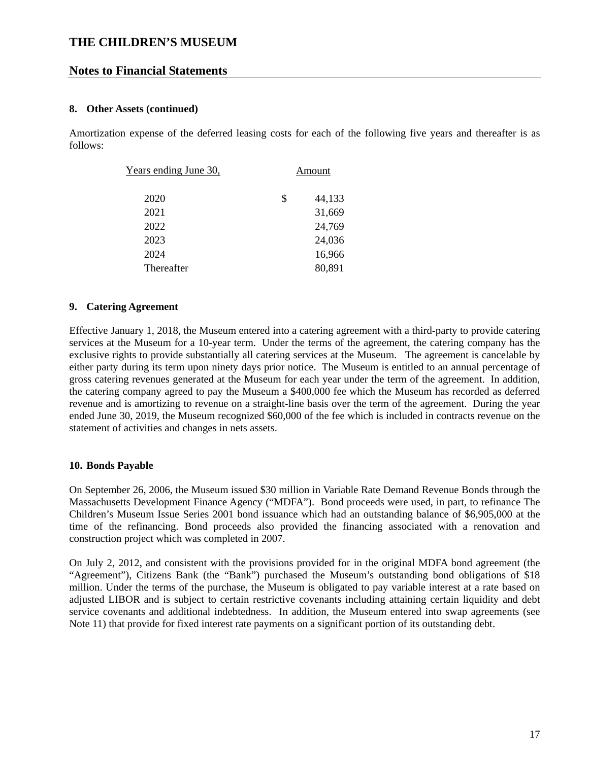# THE CHILDREN'S MUSEUM

## Notes to Financial Statements

**8. Other Assets (continued)**

Amortization expense of the deferred leasing costs for each of the following five years and thereafter is as follows:

| Years ending June 30, | Amount |
|---|---|
| 2020 | $ 44,133 |
| 2021 | 31,669 |
| 2022 | 24,769 |
| 2023 | 24,036 |
| 2024 | 16,966 |
| Thereafter | 80,891 |

**9. Catering Agreement**

Effective January 1, 2018, the Museum entered into a catering agreement with a third-party to provide catering services at the Museum for a 10-year term. Under the terms of the agreement, the catering company has the exclusive rights to provide substantially all catering services at the Museum. The agreement is cancelable by either party during its term upon ninety days prior notice. The Museum is entitled to an annual percentage of gross catering revenues generated at the Museum for each year under the term of the agreement. In addition, the catering company agreed to pay the Museum a $400,000 fee which the Museum has recorded as deferred revenue and is amortizing to revenue on a straight-line basis over the term of the agreement. During the year ended June 30, 2019, the Museum recognized $60,000 of the fee which is included in contracts revenue on the statement of activities and changes in nets assets.

**10. Bonds Payable**

On September 26, 2006, the Museum issued $30 million in Variable Rate Demand Revenue Bonds through the Massachusetts Development Finance Agency ("MDFA"). Bond proceeds were used, in part, to refinance The Children's Museum Issue Series 2001 bond issuance which had an outstanding balance of $6,905,000 at the time of the refinancing. Bond proceeds also provided the financing associated with a renovation and construction project which was completed in 2007.

On July 2, 2012, and consistent with the provisions provided for in the original MDFA bond agreement (the "Agreement"), Citizens Bank (the "Bank") purchased the Museum's outstanding bond obligations of $18 million. Under the terms of the purchase, the Museum is obligated to pay variable interest at a rate based on adjusted LIBOR and is subject to certain restrictive covenants including attaining certain liquidity and debt service covenants and additional indebtedness. In addition, the Museum entered into swap agreements (see Note 11) that provide for fixed interest rate payments on a significant portion of its outstanding debt.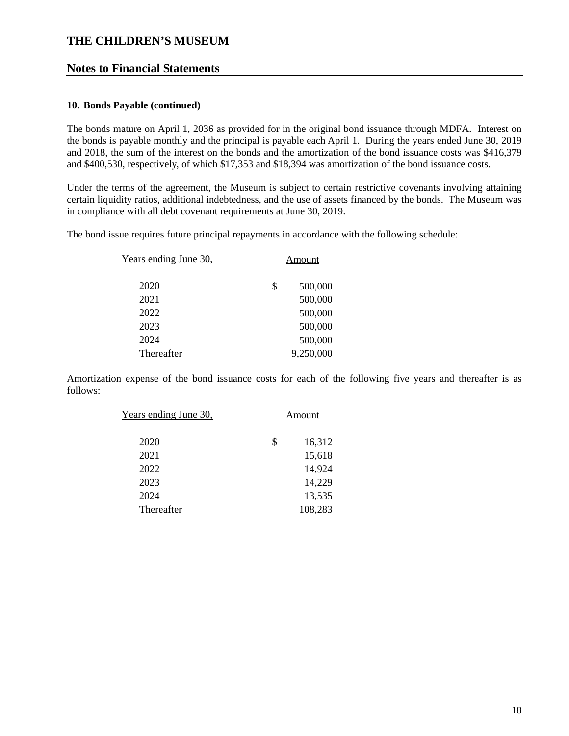# THE CHILDREN'S MUSEUM

## Notes to Financial Statements

### 10. Bonds Payable (continued)

The bonds mature on April 1, 2036 as provided for in the original bond issuance through MDFA. Interest on the bonds is payable monthly and the principal is payable each April 1. During the years ended June 30, 2019 and 2018, the sum of the interest on the bonds and the amortization of the bond issuance costs was $416,379 and $400,530, respectively, of which $17,353 and $18,394 was amortization of the bond issuance costs.

Under the terms of the agreement, the Museum is subject to certain restrictive covenants involving attaining certain liquidity ratios, additional indebtedness, and the use of assets financed by the bonds. The Museum was in compliance with all debt covenant requirements at June 30, 2019.

The bond issue requires future principal repayments in accordance with the following schedule:

| Years ending June 30, | Amount |
|---|---|
| 2020 | $ 500,000 |
| 2021 | 500,000 |
| 2022 | 500,000 |
| 2023 | 500,000 |
| 2024 | 500,000 |
| Thereafter | 9,250,000 |

Amortization expense of the bond issuance costs for each of the following five years and thereafter is as follows:

| Years ending June 30, | Amount |
|---|---|
| 2020 | $ 16,312 |
| 2021 | 15,618 |
| 2022 | 14,924 |
| 2023 | 14,229 |
| 2024 | 13,535 |
| Thereafter | 108,283 |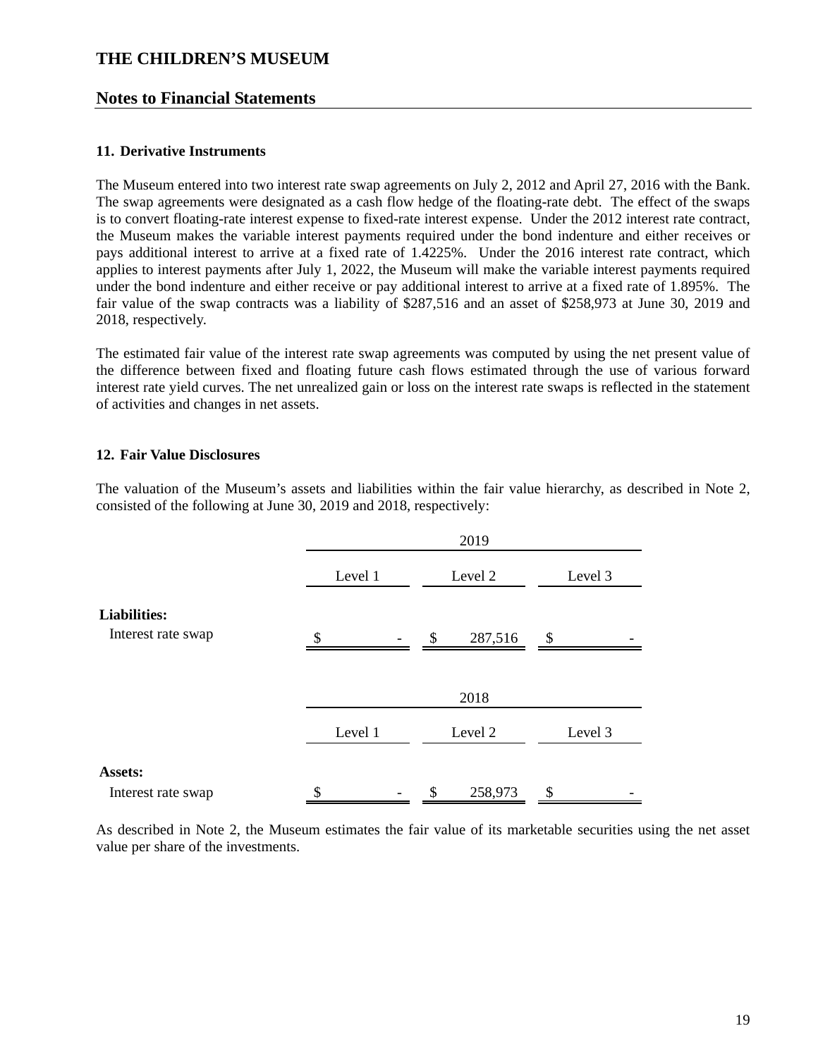# THE CHILDREN'S MUSEUM

## Notes to Financial Statements

### 11. Derivative Instruments

The Museum entered into two interest rate swap agreements on July 2, 2012 and April 27, 2016 with the Bank. The swap agreements were designated as a cash flow hedge of the floating-rate debt. The effect of the swaps is to convert floating-rate interest expense to fixed-rate interest expense. Under the 2012 interest rate contract, the Museum makes the variable interest payments required under the bond indenture and either receives or pays additional interest to arrive at a fixed rate of 1.4225%. Under the 2016 interest rate contract, which applies to interest payments after July 1, 2022, the Museum will make the variable interest payments required under the bond indenture and either receive or pay additional interest to arrive at a fixed rate of 1.895%. The fair value of the swap contracts was a liability of $287,516 and an asset of $258,973 at June 30, 2019 and 2018, respectively.

The estimated fair value of the interest rate swap agreements was computed by using the net present value of the difference between fixed and floating future cash flows estimated through the use of various forward interest rate yield curves. The net unrealized gain or loss on the interest rate swaps is reflected in the statement of activities and changes in net assets.

### 12. Fair Value Disclosures

The valuation of the Museum's assets and liabilities within the fair value hierarchy, as described in Note 2, consisted of the following at June 30, 2019 and 2018, respectively:

| | 2019 | | |
|---|---|---|---|
| | Level 1 | Level 2 | Level 3 |
| **Liabilities:** | | | |
| Interest rate swap | $ - | $ 287,516 | $ - |

| | 2018 | | |
|---|---|---|---|
| | Level 1 | Level 2 | Level 3 |
| **Assets:** | | | |
| Interest rate swap | $ - | $ 258,973 | $ - |

As described in Note 2, the Museum estimates the fair value of its marketable securities using the net asset value per share of the investments.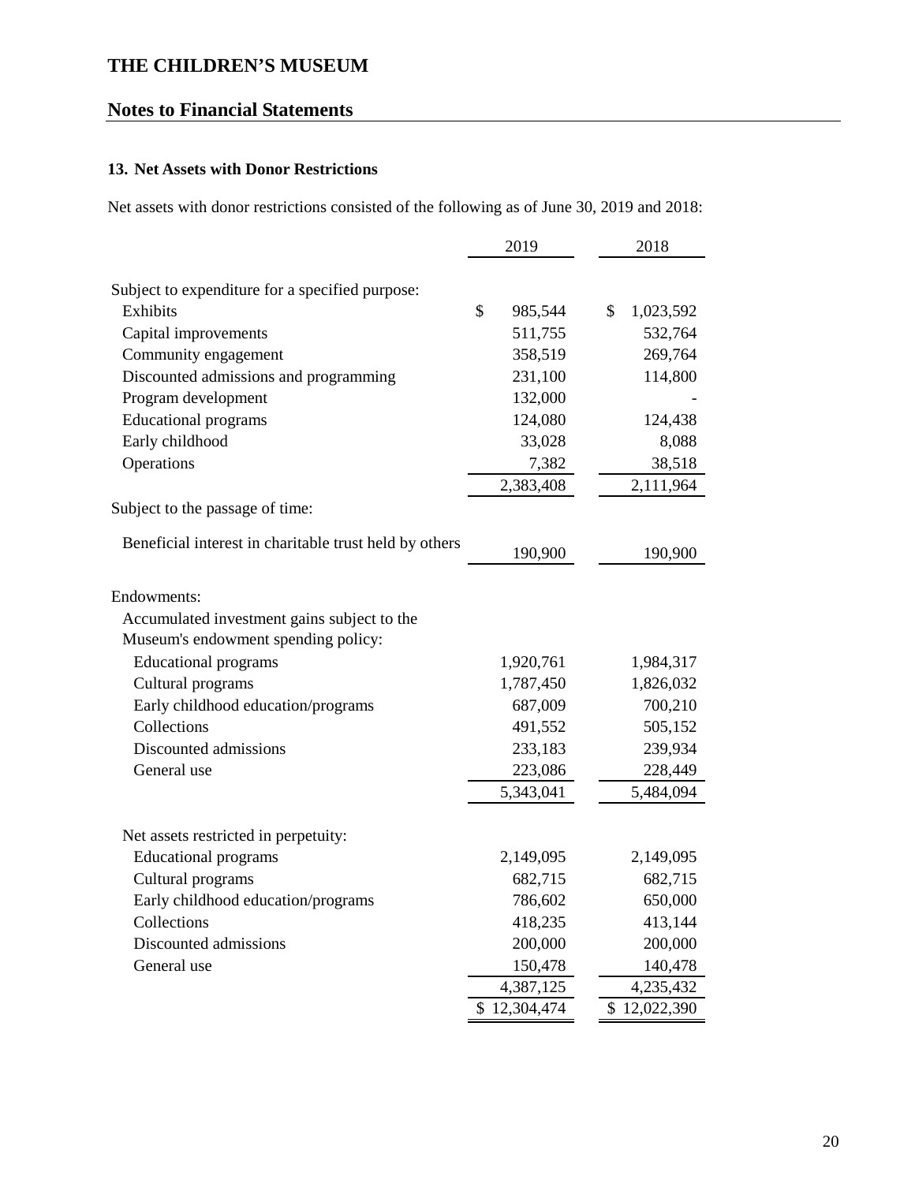# THE CHILDREN'S MUSEUM

## Notes to Financial Statements

### 13. Net Assets with Donor Restrictions

Net assets with donor restrictions consisted of the following as of June 30, 2019 and 2018:

| | 2019 | 2018 |
|---|---|---|
| Subject to expenditure for a specified purpose: | | |
| Exhibits | $ 985,544 | $ 1,023,592 |
| Capital improvements | 511,755 | 532,764 |
| Community engagement | 358,519 | 269,764 |
| Discounted admissions and programming | 231,100 | 114,800 |
| Program development | 132,000 | - |
| Educational programs | 124,080 | 124,438 |
| Early childhood | 33,028 | 8,088 |
| Operations | 7,382 | 38,518 |
| | 2,383,408 | 2,111,964 |
| Subject to the passage of time: | | |
| Beneficial interest in charitable trust held by others | 190,900 | 190,900 |
| Endowments: | | |
| Accumulated investment gains subject to the Museum's endowment spending policy: | | |
| Educational programs | 1,920,761 | 1,984,317 |
| Cultural programs | 1,787,450 | 1,826,032 |
| Early childhood education/programs | 687,009 | 700,210 |
| Collections | 491,552 | 505,152 |
| Discounted admissions | 233,183 | 239,934 |
| General use | 223,086 | 228,449 |
| | 5,343,041 | 5,484,094 |
| Net assets restricted in perpetuity: | | |
| Educational programs | 2,149,095 | 2,149,095 |
| Cultural programs | 682,715 | 682,715 |
| Early childhood education/programs | 786,602 | 650,000 |
| Collections | 418,235 | 413,144 |
| Discounted admissions | 200,000 | 200,000 |
| General use | 150,478 | 140,478 |
| | 4,387,125 | 4,235,432 |
| | $ 12,304,474 | $ 12,022,390 |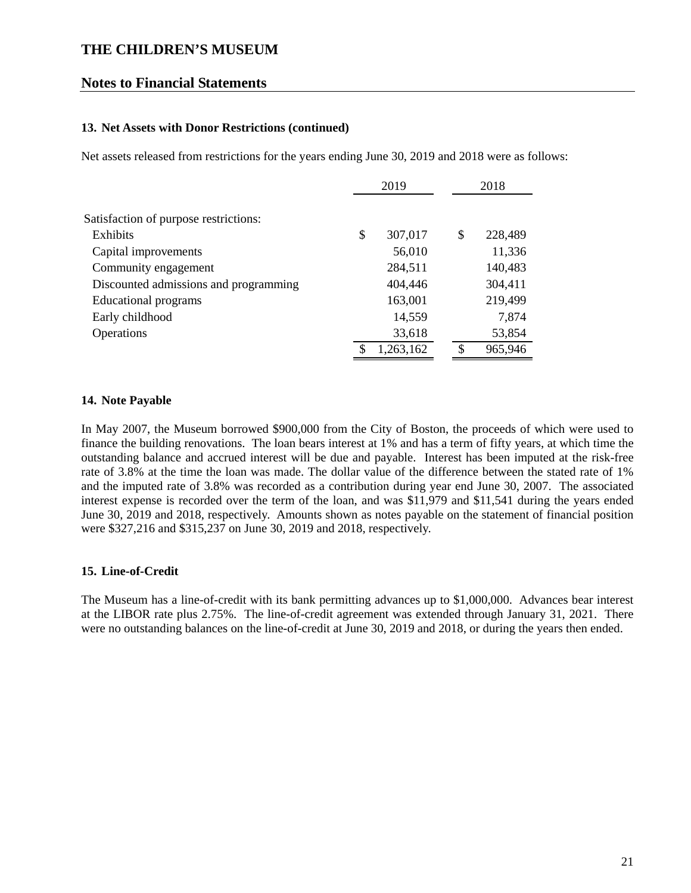# THE CHILDREN'S MUSEUM

## Notes to Financial Statements

### 13. Net Assets with Donor Restrictions (continued)

Net assets released from restrictions for the years ending June 30, 2019 and 2018 were as follows:

| | 2019 | 2018 |
|---|---|---|
| Satisfaction of purpose restrictions: | | |
| Exhibits | $ 307,017 | $ 228,489 |
| Capital improvements | 56,010 | 11,336 |
| Community engagement | 284,511 | 140,483 |
| Discounted admissions and programming | 404,446 | 304,411 |
| Educational programs | 163,001 | 219,499 |
| Early childhood | 14,559 | 7,874 |
| Operations | 33,618 | 53,854 |
| | $ 1,263,162 | $ 965,946 |

### 14. Note Payable

In May 2007, the Museum borrowed $900,000 from the City of Boston, the proceeds of which were used to finance the building renovations. The loan bears interest at 1% and has a term of fifty years, at which time the outstanding balance and accrued interest will be due and payable. Interest has been imputed at the risk-free rate of 3.8% at the time the loan was made. The dollar value of the difference between the stated rate of 1% and the imputed rate of 3.8% was recorded as a contribution during year end June 30, 2007. The associated interest expense is recorded over the term of the loan, and was $11,979 and $11,541 during the years ended June 30, 2019 and 2018, respectively. Amounts shown as notes payable on the statement of financial position were $327,216 and $315,237 on June 30, 2019 and 2018, respectively.

### 15. Line-of-Credit

The Museum has a line-of-credit with its bank permitting advances up to $1,000,000. Advances bear interest at the LIBOR rate plus 2.75%. The line-of-credit agreement was extended through January 31, 2021. There were no outstanding balances on the line-of-credit at June 30, 2019 and 2018, or during the years then ended.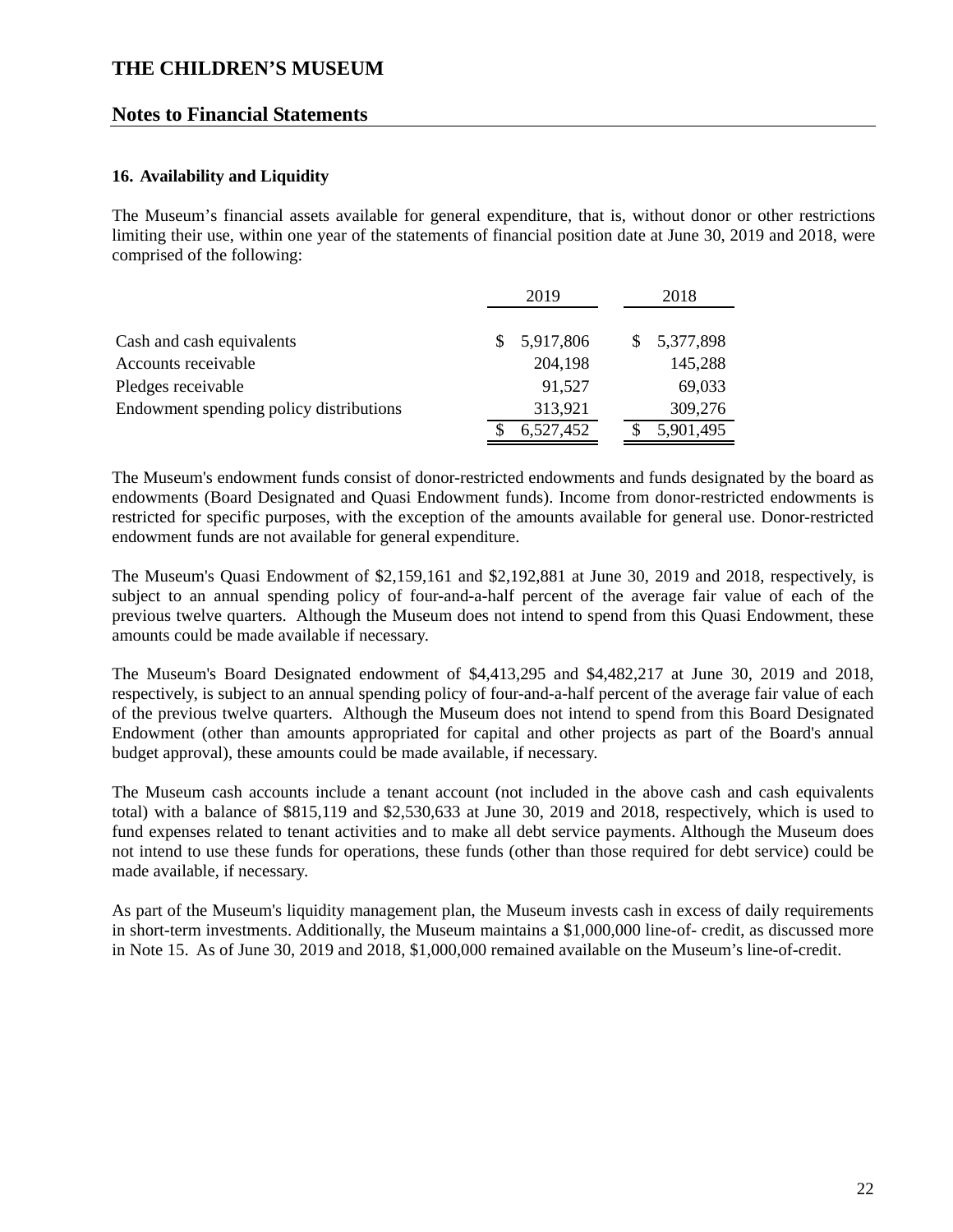# THE CHILDREN'S MUSEUM

## Notes to Financial Statements

### 16. Availability and Liquidity

The Museum's financial assets available for general expenditure, that is, without donor or other restrictions limiting their use, within one year of the statements of financial position date at June 30, 2019 and 2018, were comprised of the following:

| | 2019 | 2018 |
|---|---|---|
| Cash and cash equivalents | $ 5,917,806 | $ 5,377,898 |
| Accounts receivable | 204,198 | 145,288 |
| Pledges receivable | 91,527 | 69,033 |
| Endowment spending policy distributions | 313,921 | 309,276 |
| | $ 6,527,452 | $ 5,901,495 |

The Museum's endowment funds consist of donor-restricted endowments and funds designated by the board as endowments (Board Designated and Quasi Endowment funds). Income from donor-restricted endowments is restricted for specific purposes, with the exception of the amounts available for general use. Donor-restricted endowment funds are not available for general expenditure.

The Museum's Quasi Endowment of $2,159,161 and $2,192,881 at June 30, 2019 and 2018, respectively, is subject to an annual spending policy of four-and-a-half percent of the average fair value of each of the previous twelve quarters. Although the Museum does not intend to spend from this Quasi Endowment, these amounts could be made available if necessary.

The Museum's Board Designated endowment of $4,413,295 and $4,482,217 at June 30, 2019 and 2018, respectively, is subject to an annual spending policy of four-and-a-half percent of the average fair value of each of the previous twelve quarters. Although the Museum does not intend to spend from this Board Designated Endowment (other than amounts appropriated for capital and other projects as part of the Board's annual budget approval), these amounts could be made available, if necessary.

The Museum cash accounts include a tenant account (not included in the above cash and cash equivalents total) with a balance of $815,119 and $2,530,633 at June 30, 2019 and 2018, respectively, which is used to fund expenses related to tenant activities and to make all debt service payments. Although the Museum does not intend to use these funds for operations, these funds (other than those required for debt service) could be made available, if necessary.

As part of the Museum's liquidity management plan, the Museum invests cash in excess of daily requirements in short-term investments. Additionally, the Museum maintains a $1,000,000 line-of- credit, as discussed more in Note 15. As of June 30, 2019 and 2018, $1,000,000 remained available on the Museum's line-of-credit.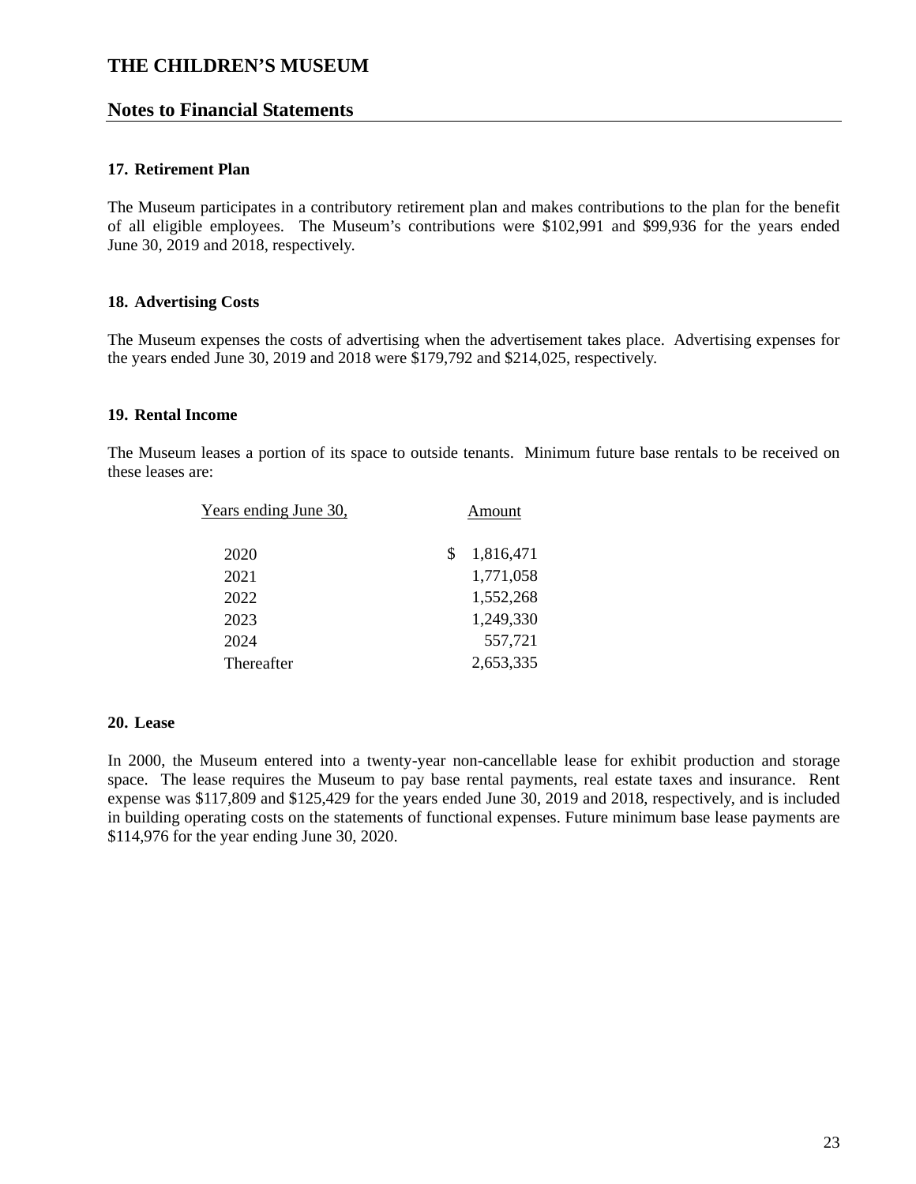# THE CHILDREN'S MUSEUM

## Notes to Financial Statements

### 17. Retirement Plan

The Museum participates in a contributory retirement plan and makes contributions to the plan for the benefit of all eligible employees. The Museum's contributions were $102,991 and $99,936 for the years ended June 30, 2019 and 2018, respectively.

### 18. Advertising Costs

The Museum expenses the costs of advertising when the advertisement takes place. Advertising expenses for the years ended June 30, 2019 and 2018 were $179,792 and $214,025, respectively.

### 19. Rental Income

The Museum leases a portion of its space to outside tenants. Minimum future base rentals to be received on these leases are:

| Years ending June 30, | Amount |
|---|---|
| 2020 | $ 1,816,471 |
| 2021 | 1,771,058 |
| 2022 | 1,552,268 |
| 2023 | 1,249,330 |
| 2024 | 557,721 |
| Thereafter | 2,653,335 |

### 20. Lease

In 2000, the Museum entered into a twenty-year non-cancellable lease for exhibit production and storage space. The lease requires the Museum to pay base rental payments, real estate taxes and insurance. Rent expense was $117,809 and $125,429 for the years ended June 30, 2019 and 2018, respectively, and is included in building operating costs on the statements of functional expenses. Future minimum base lease payments are $114,976 for the year ending June 30, 2020.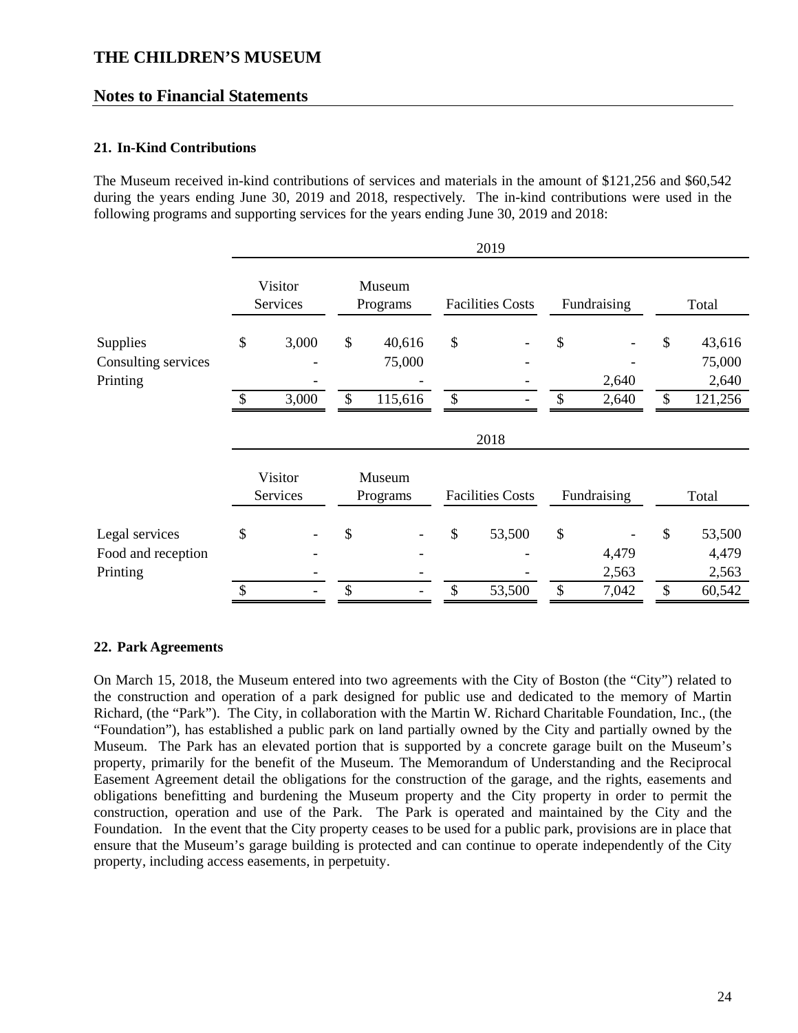# THE CHILDREN'S MUSEUM

## Notes to Financial Statements

### 21. In-Kind Contributions

The Museum received in-kind contributions of services and materials in the amount of $121,256 and $60,542 during the years ending June 30, 2019 and 2018, respectively. The in-kind contributions were used in the following programs and supporting services for the years ending June 30, 2019 and 2018:

| | 2019 | | | | |
|---|---|---|---|---|---|
| | Visitor Services | Museum Programs | Facilities Costs | Fundraising | Total |
| Supplies | $ 3,000 | $ 40,616 | $ - | $ - | $ 43,616 |
| Consulting services | - | 75,000 | - | - | 75,000 |
| Printing | - | - | - | 2,640 | 2,640 |
| | $ 3,000 | $ 115,616 | $ - | $ 2,640 | $ 121,256 |

| | 2018 | | | | |
|---|---|---|---|---|---|
| | Visitor Services | Museum Programs | Facilities Costs | Fundraising | Total |
| Legal services | $ - | $ - | $ 53,500 | $ - | $ 53,500 |
| Food and reception | - | - | - | 4,479 | 4,479 |
| Printing | - | - | - | 2,563 | 2,563 |
| | $ - | $ - | $ 53,500 | $ 7,042 | $ 60,542 |

### 22. Park Agreements

On March 15, 2018, the Museum entered into two agreements with the City of Boston (the "City") related to the construction and operation of a park designed for public use and dedicated to the memory of Martin Richard, (the "Park"). The City, in collaboration with the Martin W. Richard Charitable Foundation, Inc., (the "Foundation"), has established a public park on land partially owned by the City and partially owned by the Museum. The Park has an elevated portion that is supported by a concrete garage built on the Museum's property, primarily for the benefit of the Museum. The Memorandum of Understanding and the Reciprocal Easement Agreement detail the obligations for the construction of the garage, and the rights, easements and obligations benefitting and burdening the Museum property and the City property in order to permit the construction, operation and use of the Park. The Park is operated and maintained by the City and the Foundation. In the event that the City property ceases to be used for a public park, provisions are in place that ensure that the Museum's garage building is protected and can continue to operate independently of the City property, including access easements, in perpetuity.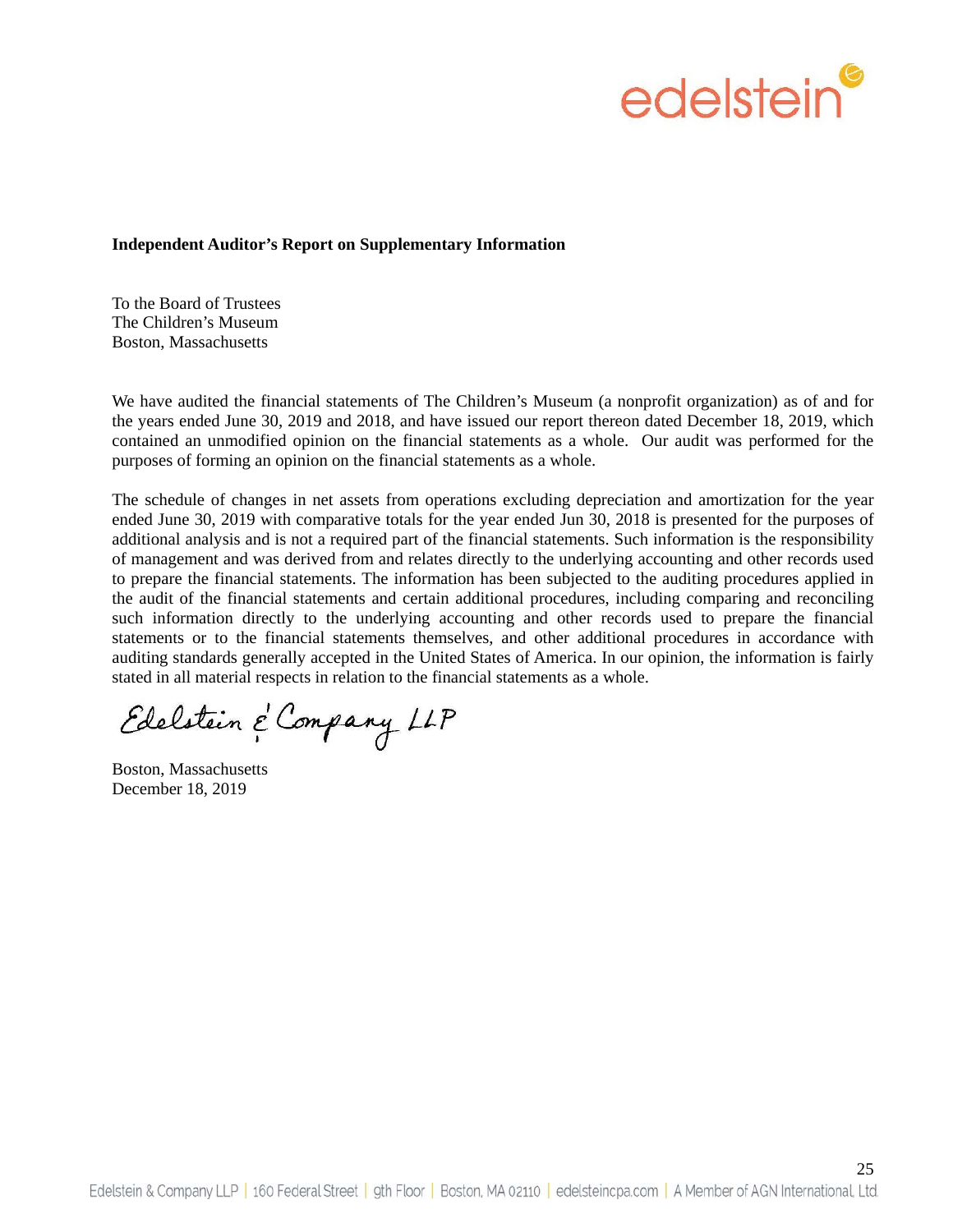**Independent Auditor's Report on Supplementary Information**

To the Board of Trustees
The Children's Museum
Boston, Massachusetts

We have audited the financial statements of The Children's Museum (a nonprofit organization) as of and for the years ended June 30, 2019 and 2018, and have issued our report thereon dated December 18, 2019, which contained an unmodified opinion on the financial statements as a whole. Our audit was performed for the purposes of forming an opinion on the financial statements as a whole.

The schedule of changes in net assets from operations excluding depreciation and amortization for the year ended June 30, 2019 with comparative totals for the year ended Jun 30, 2018 is presented for the purposes of additional analysis and is not a required part of the financial statements. Such information is the responsibility of management and was derived from and relates directly to the underlying accounting and other records used to prepare the financial statements. The information has been subjected to the auditing procedures applied in the audit of the financial statements and certain additional procedures, including comparing and reconciling such information directly to the underlying accounting and other records used to prepare the financial statements or to the financial statements themselves, and other additional procedures in accordance with auditing standards generally accepted in the United States of America. In our opinion, the information is fairly stated in all material respects in relation to the financial statements as a whole.

Edelstein & Company LLP

Boston, Massachusetts
December 18, 2019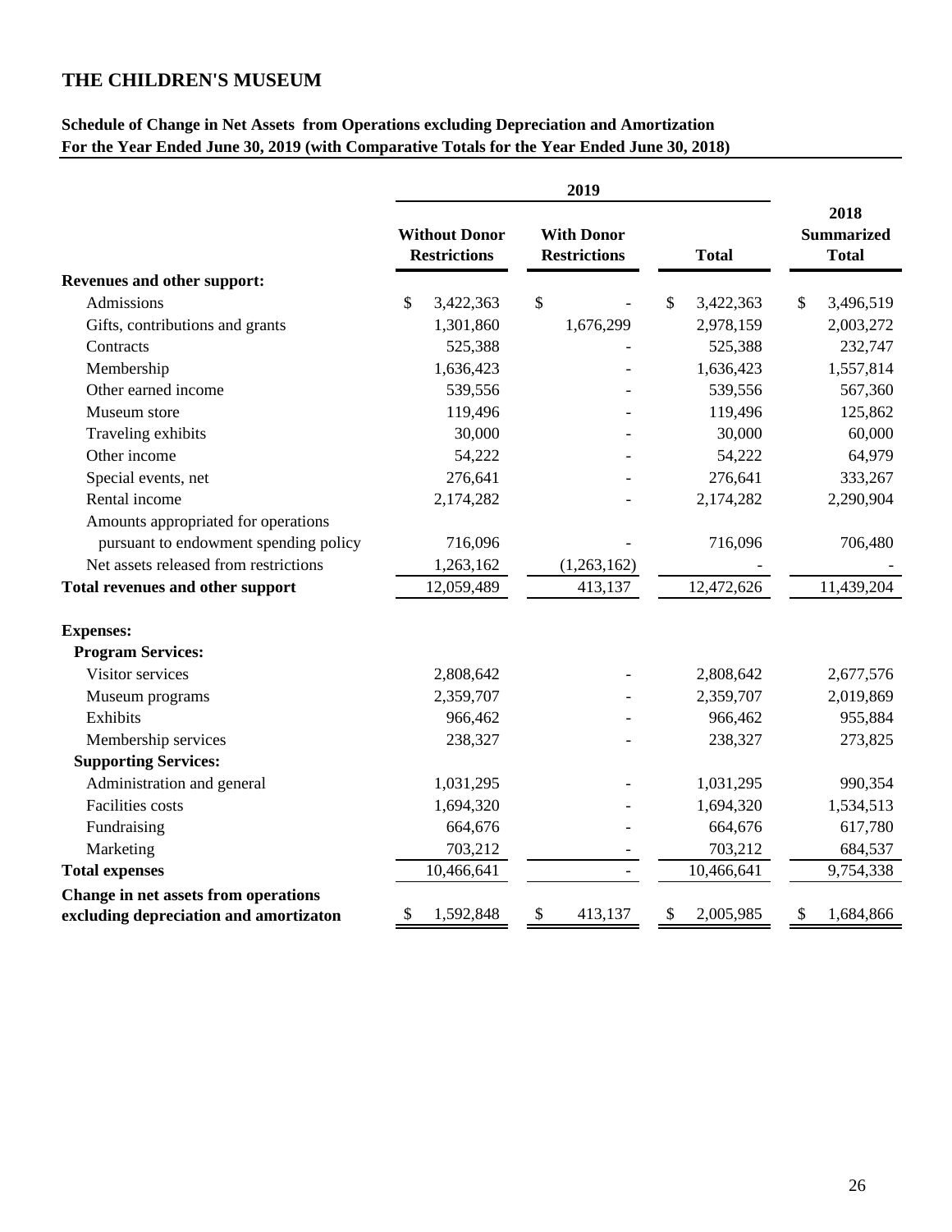# THE CHILDREN'S MUSEUM

**Schedule of Change in Net Assets from Operations excluding Depreciation and Amortization**
**For the Year Ended June 30, 2019 (with Comparative Totals for the Year Ended June 30, 2018)**

| | 2019 | | | 2018 |
|---|---|---|---|---|
| | **Without Donor Restrictions** | **With Donor Restrictions** | **Total** | **2018 Summarized Total** |
| **Revenues and other support:** | | | | |
| Admissions | $ 3,422,363 | $ - | $ 3,422,363 | $ 3,496,519 |
| Gifts, contributions and grants | 1,301,860 | 1,676,299 | 2,978,159 | 2,003,272 |
| Contracts | 525,388 | - | 525,388 | 232,747 |
| Membership | 1,636,423 | - | 1,636,423 | 1,557,814 |
| Other earned income | 539,556 | - | 539,556 | 567,360 |
| Museum store | 119,496 | - | 119,496 | 125,862 |
| Traveling exhibits | 30,000 | - | 30,000 | 60,000 |
| Other income | 54,222 | - | 54,222 | 64,979 |
| Special events, net | 276,641 | - | 276,641 | 333,267 |
| Rental income | 2,174,282 | - | 2,174,282 | 2,290,904 |
| Amounts appropriated for operations pursuant to endowment spending policy | 716,096 | - | 716,096 | 706,480 |
| Net assets released from restrictions | 1,263,162 | (1,263,162) | - | - |
| **Total revenues and other support** | 12,059,489 | 413,137 | 12,472,626 | 11,439,204 |
| **Expenses:** | | | | |
| **Program Services:** | | | | |
| Visitor services | 2,808,642 | - | 2,808,642 | 2,677,576 |
| Museum programs | 2,359,707 | - | 2,359,707 | 2,019,869 |
| Exhibits | 966,462 | - | 966,462 | 955,884 |
| Membership services | 238,327 | - | 238,327 | 273,825 |
| **Supporting Services:** | | | | |
| Administration and general | 1,031,295 | - | 1,031,295 | 990,354 |
| Facilities costs | 1,694,320 | - | 1,694,320 | 1,534,513 |
| Fundraising | 664,676 | - | 664,676 | 617,780 |
| Marketing | 703,212 | - | 703,212 | 684,537 |
| **Total expenses** | 10,466,641 | - | 10,466,641 | 9,754,338 |
| **Change in net assets from operations excluding depreciation and amortizaton** | $ 1,592,848 | $ 413,137 | $ 2,005,985 | $ 1,684,866 |